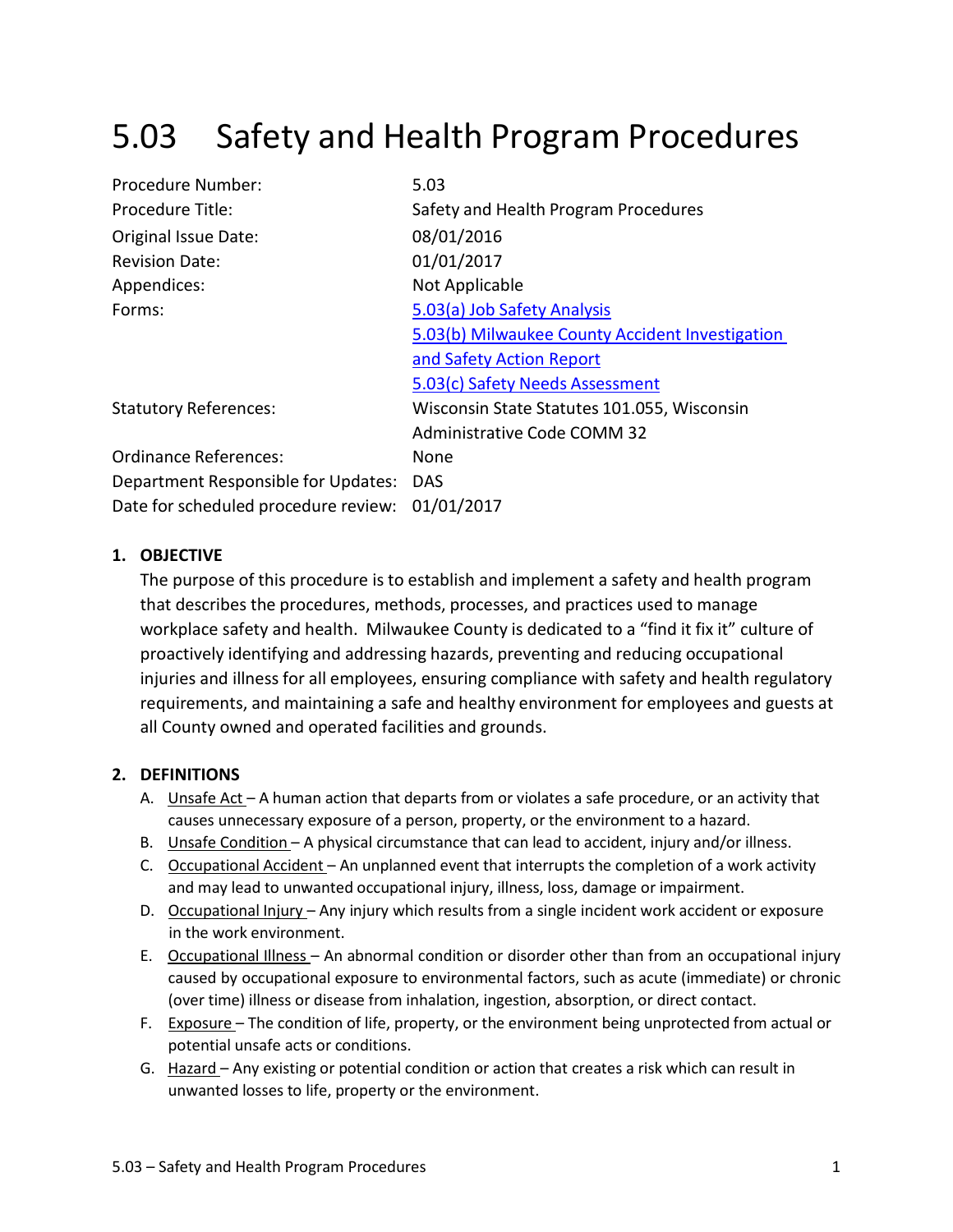# 5.03 Safety and Health Program Procedures

| | |
|---|---|
| Procedure Number: | 5.03 |
| Procedure Title: | Safety and Health Program Procedures |
| Original Issue Date: | 08/01/2016 |
| Revision Date: | 01/01/2017 |
| Appendices: | Not Applicable |
| Forms: | [5.03(a) Job Safety Analysis](#)<br>[5.03(b) Milwaukee County Accident Investigation and Safety Action Report](#)<br>[5.03(c) Safety Needs Assessment](#) |
| Statutory References: | Wisconsin State Statutes 101.055, Wisconsin Administrative Code COMM 32 |
| Ordinance References: | None |
| Department Responsible for Updates: | DAS |
| Date for scheduled procedure review: | 01/01/2017 |

## 1. OBJECTIVE

The purpose of this procedure is to establish and implement a safety and health program that describes the procedures, methods, processes, and practices used to manage workplace safety and health. Milwaukee County is dedicated to a "find it fix it" culture of proactively identifying and addressing hazards, preventing and reducing occupational injuries and illness for all employees, ensuring compliance with safety and health regulatory requirements, and maintaining a safe and healthy environment for employees and guests at all County owned and operated facilities and grounds.

## 2. DEFINITIONS

A. Unsafe Act – A human action that departs from or violates a safe procedure, or an activity that causes unnecessary exposure of a person, property, or the environment to a hazard.

B. Unsafe Condition – A physical circumstance that can lead to accident, injury and/or illness.

C. Occupational Accident – An unplanned event that interrupts the completion of a work activity and may lead to unwanted occupational injury, illness, loss, damage or impairment.

D. Occupational Injury – Any injury which results from a single incident work accident or exposure in the work environment.

E. Occupational Illness – An abnormal condition or disorder other than from an occupational injury caused by occupational exposure to environmental factors, such as acute (immediate) or chronic (over time) illness or disease from inhalation, ingestion, absorption, or direct contact.

F. Exposure – The condition of life, property, or the environment being unprotected from actual or potential unsafe acts or conditions.

G. Hazard – Any existing or potential condition or action that creates a risk which can result in unwanted losses to life, property or the environment.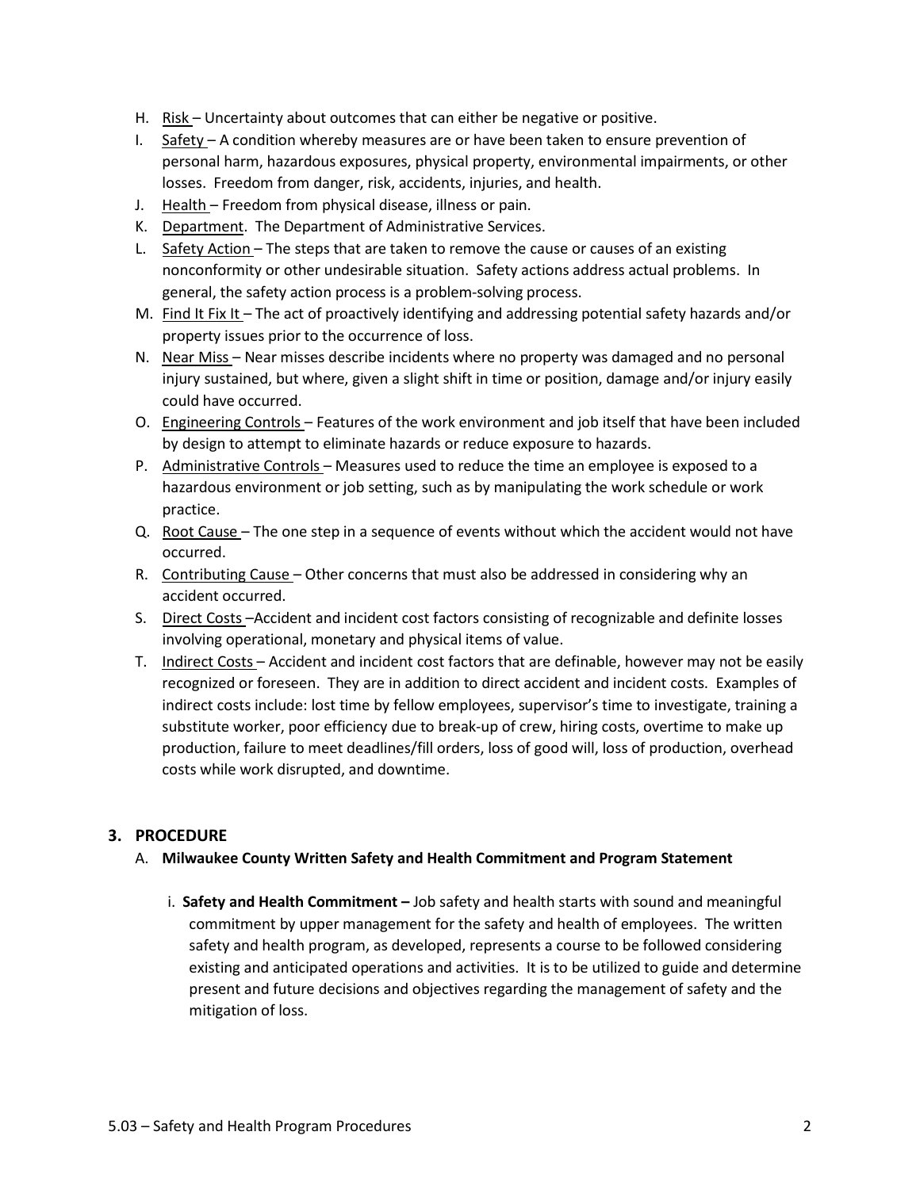H. Risk – Uncertainty about outcomes that can either be negative or positive.

I. Safety – A condition whereby measures are or have been taken to ensure prevention of personal harm, hazardous exposures, physical property, environmental impairments, or other losses. Freedom from danger, risk, accidents, injuries, and health.

J. Health – Freedom from physical disease, illness or pain.

K. Department. The Department of Administrative Services.

L. Safety Action – The steps that are taken to remove the cause or causes of an existing nonconformity or other undesirable situation. Safety actions address actual problems. In general, the safety action process is a problem-solving process.

M. Find It Fix It – The act of proactively identifying and addressing potential safety hazards and/or property issues prior to the occurrence of loss.

N. Near Miss – Near misses describe incidents where no property was damaged and no personal injury sustained, but where, given a slight shift in time or position, damage and/or injury easily could have occurred.

O. Engineering Controls – Features of the work environment and job itself that have been included by design to attempt to eliminate hazards or reduce exposure to hazards.

P. Administrative Controls – Measures used to reduce the time an employee is exposed to a hazardous environment or job setting, such as by manipulating the work schedule or work practice.

Q. Root Cause – The one step in a sequence of events without which the accident would not have occurred.

R. Contributing Cause – Other concerns that must also be addressed in considering why an accident occurred.

S. Direct Costs –Accident and incident cost factors consisting of recognizable and definite losses involving operational, monetary and physical items of value.

T. Indirect Costs – Accident and incident cost factors that are definable, however may not be easily recognized or foreseen. They are in addition to direct accident and incident costs. Examples of indirect costs include: lost time by fellow employees, supervisor's time to investigate, training a substitute worker, poor efficiency due to break-up of crew, hiring costs, overtime to make up production, failure to meet deadlines/fill orders, loss of good will, loss of production, overhead costs while work disrupted, and downtime.

## 3. PROCEDURE

### A. Milwaukee County Written Safety and Health Commitment and Program Statement

i. **Safety and Health Commitment –** Job safety and health starts with sound and meaningful commitment by upper management for the safety and health of employees. The written safety and health program, as developed, represents a course to be followed considering existing and anticipated operations and activities. It is to be utilized to guide and determine present and future decisions and objectives regarding the management of safety and the mitigation of loss.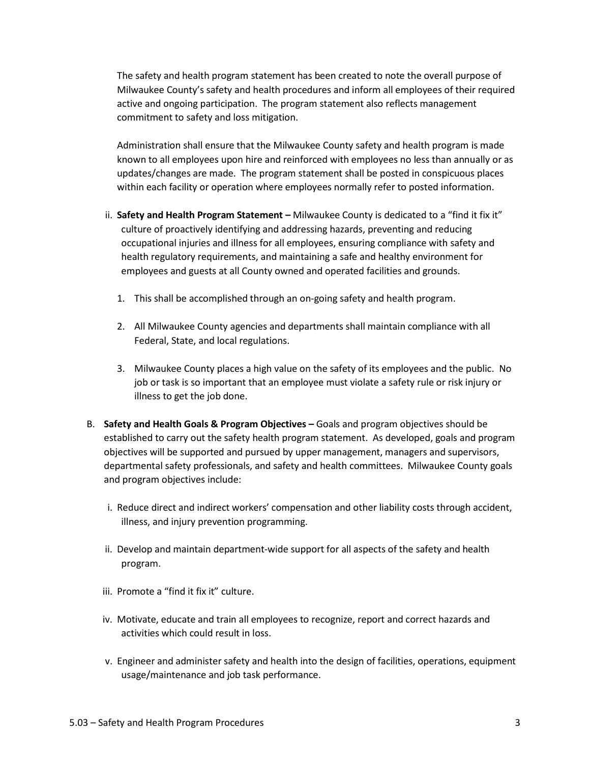The safety and health program statement has been created to note the overall purpose of Milwaukee County's safety and health procedures and inform all employees of their required active and ongoing participation. The program statement also reflects management commitment to safety and loss mitigation.

Administration shall ensure that the Milwaukee County safety and health program is made known to all employees upon hire and reinforced with employees no less than annually or as updates/changes are made. The program statement shall be posted in conspicuous places within each facility or operation where employees normally refer to posted information.

ii. **Safety and Health Program Statement –** Milwaukee County is dedicated to a "find it fix it" culture of proactively identifying and addressing hazards, preventing and reducing occupational injuries and illness for all employees, ensuring compliance with safety and health regulatory requirements, and maintaining a safe and healthy environment for employees and guests at all County owned and operated facilities and grounds.

1. This shall be accomplished through an on-going safety and health program.

2. All Milwaukee County agencies and departments shall maintain compliance with all Federal, State, and local regulations.

3. Milwaukee County places a high value on the safety of its employees and the public. No job or task is so important that an employee must violate a safety rule or risk injury or illness to get the job done.

B. **Safety and Health Goals & Program Objectives –** Goals and program objectives should be established to carry out the safety health program statement. As developed, goals and program objectives will be supported and pursued by upper management, managers and supervisors, departmental safety professionals, and safety and health committees. Milwaukee County goals and program objectives include:

i. Reduce direct and indirect workers' compensation and other liability costs through accident, illness, and injury prevention programming.

ii. Develop and maintain department-wide support for all aspects of the safety and health program.

iii. Promote a "find it fix it" culture.

iv. Motivate, educate and train all employees to recognize, report and correct hazards and activities which could result in loss.

v. Engineer and administer safety and health into the design of facilities, operations, equipment usage/maintenance and job task performance.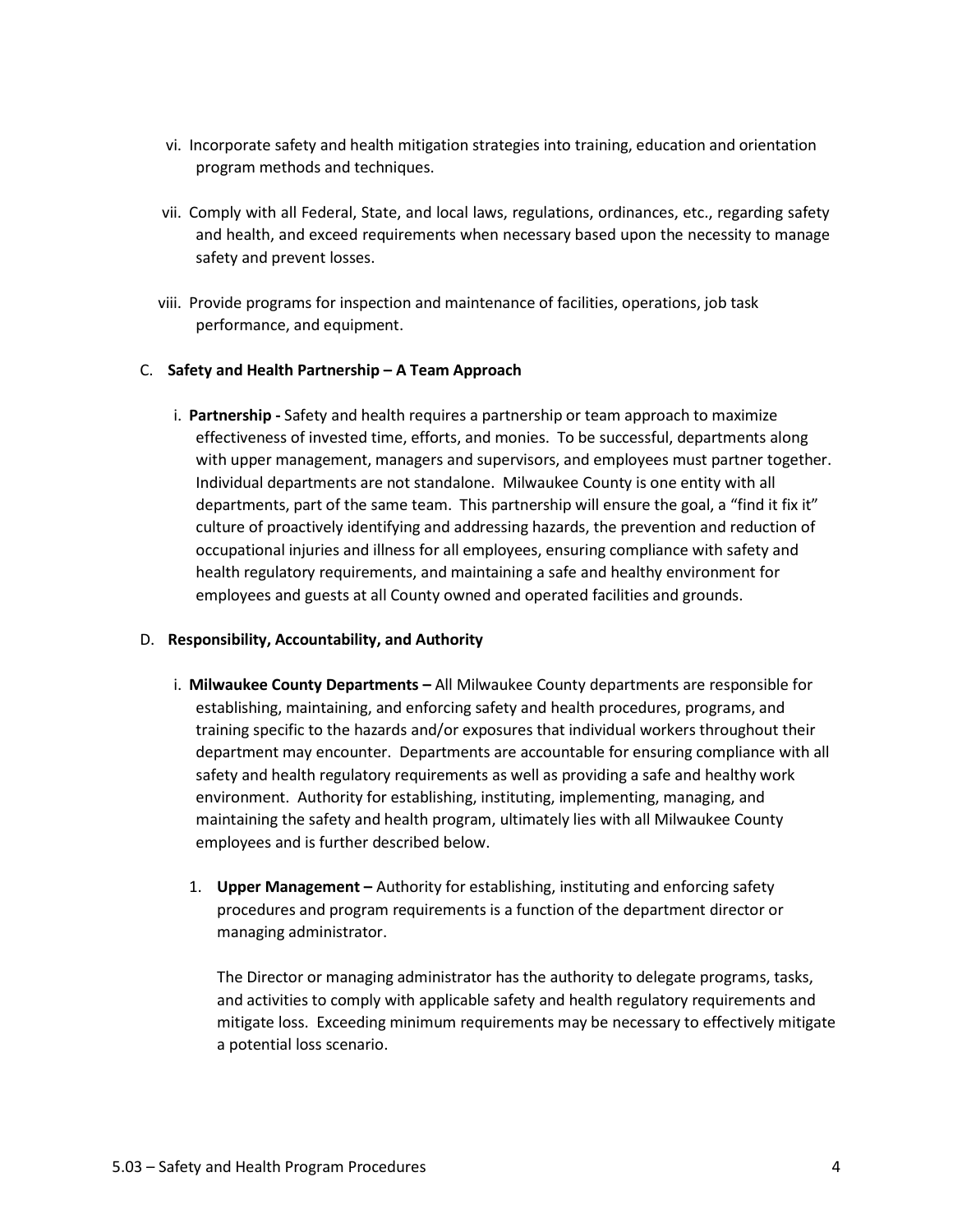vi. Incorporate safety and health mitigation strategies into training, education and orientation program methods and techniques.

vii. Comply with all Federal, State, and local laws, regulations, ordinances, etc., regarding safety and health, and exceed requirements when necessary based upon the necessity to manage safety and prevent losses.

viii. Provide programs for inspection and maintenance of facilities, operations, job task performance, and equipment.

C. **Safety and Health Partnership – A Team Approach**

i. **Partnership -** Safety and health requires a partnership or team approach to maximize effectiveness of invested time, efforts, and monies. To be successful, departments along with upper management, managers and supervisors, and employees must partner together. Individual departments are not standalone. Milwaukee County is one entity with all departments, part of the same team. This partnership will ensure the goal, a "find it fix it" culture of proactively identifying and addressing hazards, the prevention and reduction of occupational injuries and illness for all employees, ensuring compliance with safety and health regulatory requirements, and maintaining a safe and healthy environment for employees and guests at all County owned and operated facilities and grounds.

D. **Responsibility, Accountability, and Authority**

i. **Milwaukee County Departments –** All Milwaukee County departments are responsible for establishing, maintaining, and enforcing safety and health procedures, programs, and training specific to the hazards and/or exposures that individual workers throughout their department may encounter. Departments are accountable for ensuring compliance with all safety and health regulatory requirements as well as providing a safe and healthy work environment. Authority for establishing, instituting, implementing, managing, and maintaining the safety and health program, ultimately lies with all Milwaukee County employees and is further described below.

1. **Upper Management –** Authority for establishing, instituting and enforcing safety procedures and program requirements is a function of the department director or managing administrator.

   The Director or managing administrator has the authority to delegate programs, tasks, and activities to comply with applicable safety and health regulatory requirements and mitigate loss. Exceeding minimum requirements may be necessary to effectively mitigate a potential loss scenario.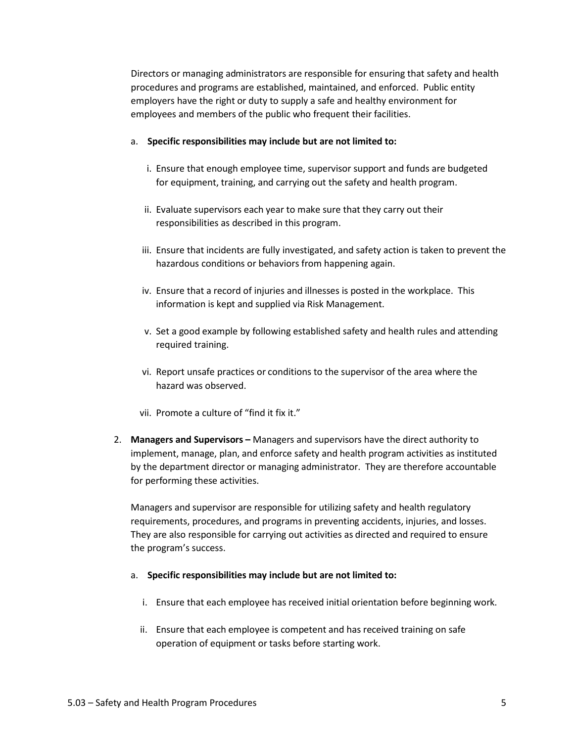Directors or managing administrators are responsible for ensuring that safety and health procedures and programs are established, maintained, and enforced. Public entity employers have the right or duty to supply a safe and healthy environment for employees and members of the public who frequent their facilities.

a. **Specific responsibilities may include but are not limited to:**

   i. Ensure that enough employee time, supervisor support and funds are budgeted for equipment, training, and carrying out the safety and health program.

   ii. Evaluate supervisors each year to make sure that they carry out their responsibilities as described in this program.

   iii. Ensure that incidents are fully investigated, and safety action is taken to prevent the hazardous conditions or behaviors from happening again.

   iv. Ensure that a record of injuries and illnesses is posted in the workplace. This information is kept and supplied via Risk Management.

   v. Set a good example by following established safety and health rules and attending required training.

   vi. Report unsafe practices or conditions to the supervisor of the area where the hazard was observed.

   vii. Promote a culture of "find it fix it."

2. **Managers and Supervisors –** Managers and supervisors have the direct authority to implement, manage, plan, and enforce safety and health program activities as instituted by the department director or managing administrator. They are therefore accountable for performing these activities.

   Managers and supervisor are responsible for utilizing safety and health regulatory requirements, procedures, and programs in preventing accidents, injuries, and losses. They are also responsible for carrying out activities as directed and required to ensure the program's success.

   a. **Specific responsibilities may include but are not limited to:**

      i. Ensure that each employee has received initial orientation before beginning work.

      ii. Ensure that each employee is competent and has received training on safe operation of equipment or tasks before starting work.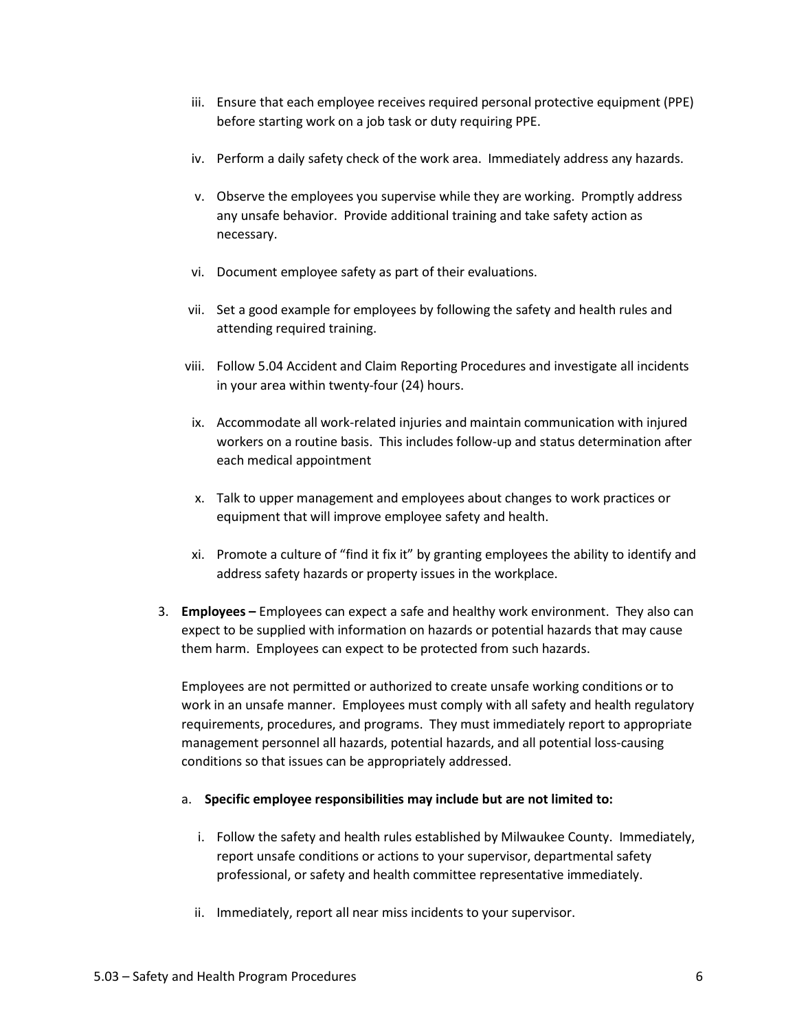iii. Ensure that each employee receives required personal protective equipment (PPE) before starting work on a job task or duty requiring PPE.

iv. Perform a daily safety check of the work area. Immediately address any hazards.

v. Observe the employees you supervise while they are working. Promptly address any unsafe behavior. Provide additional training and take safety action as necessary.

vi. Document employee safety as part of their evaluations.

vii. Set a good example for employees by following the safety and health rules and attending required training.

viii. Follow 5.04 Accident and Claim Reporting Procedures and investigate all incidents in your area within twenty-four (24) hours.

ix. Accommodate all work-related injuries and maintain communication with injured workers on a routine basis. This includes follow-up and status determination after each medical appointment

x. Talk to upper management and employees about changes to work practices or equipment that will improve employee safety and health.

xi. Promote a culture of "find it fix it" by granting employees the ability to identify and address safety hazards or property issues in the workplace.

3. **Employees –** Employees can expect a safe and healthy work environment. They also can expect to be supplied with information on hazards or potential hazards that may cause them harm. Employees can expect to be protected from such hazards.

   Employees are not permitted or authorized to create unsafe working conditions or to work in an unsafe manner. Employees must comply with all safety and health regulatory requirements, procedures, and programs. They must immediately report to appropriate management personnel all hazards, potential hazards, and all potential loss-causing conditions so that issues can be appropriately addressed.

   a. **Specific employee responsibilities may include but are not limited to:**

      i. Follow the safety and health rules established by Milwaukee County. Immediately, report unsafe conditions or actions to your supervisor, departmental safety professional, or safety and health committee representative immediately.

      ii. Immediately, report all near miss incidents to your supervisor.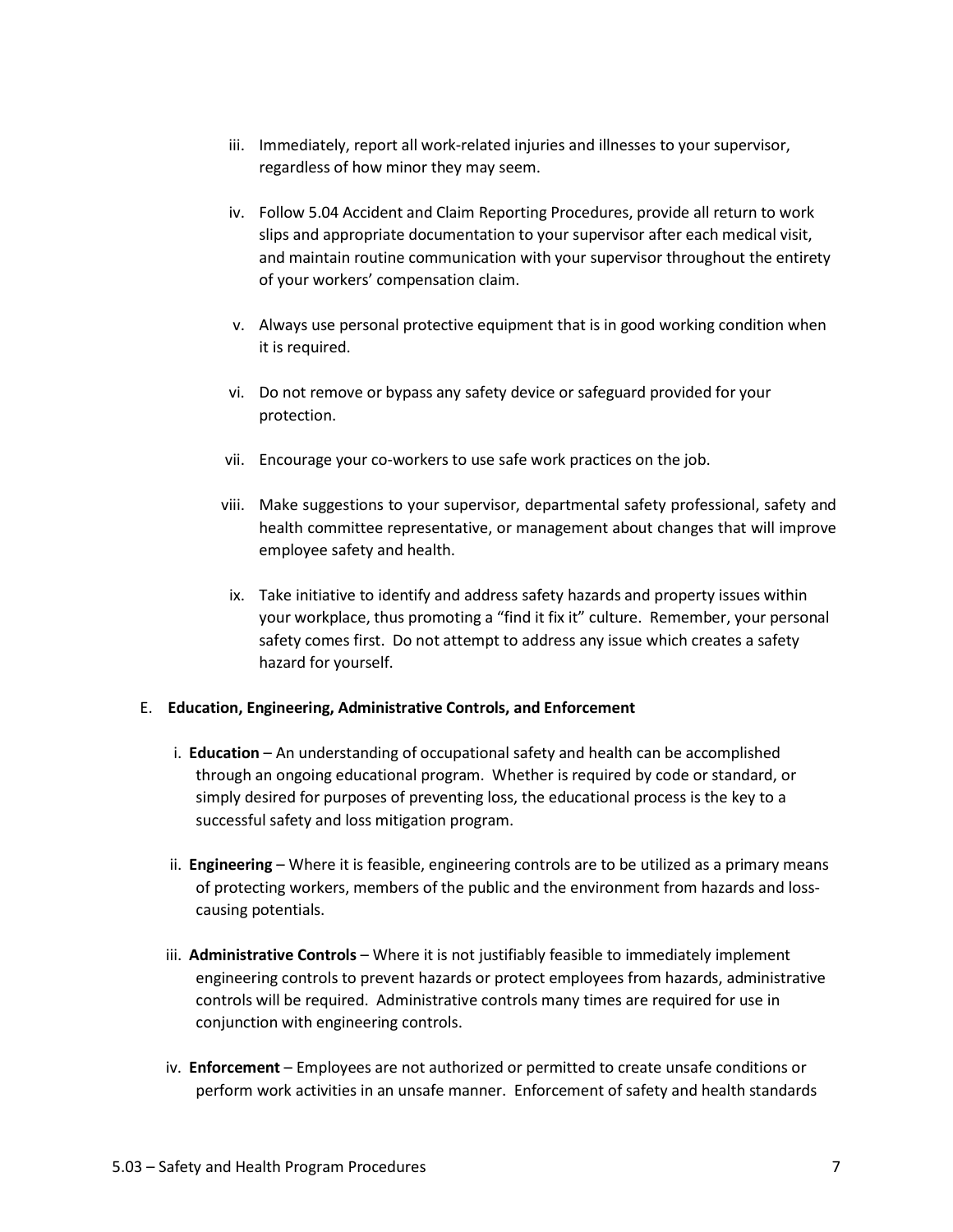iii. Immediately, report all work-related injuries and illnesses to your supervisor, regardless of how minor they may seem.

iv. Follow 5.04 Accident and Claim Reporting Procedures, provide all return to work slips and appropriate documentation to your supervisor after each medical visit, and maintain routine communication with your supervisor throughout the entirety of your workers' compensation claim.

v. Always use personal protective equipment that is in good working condition when it is required.

vi. Do not remove or bypass any safety device or safeguard provided for your protection.

vii. Encourage your co-workers to use safe work practices on the job.

viii. Make suggestions to your supervisor, departmental safety professional, safety and health committee representative, or management about changes that will improve employee safety and health.

ix. Take initiative to identify and address safety hazards and property issues within your workplace, thus promoting a "find it fix it" culture. Remember, your personal safety comes first. Do not attempt to address any issue which creates a safety hazard for yourself.

E. **Education, Engineering, Administrative Controls, and Enforcement**

i. **Education** – An understanding of occupational safety and health can be accomplished through an ongoing educational program. Whether is required by code or standard, or simply desired for purposes of preventing loss, the educational process is the key to a successful safety and loss mitigation program.

ii. **Engineering** – Where it is feasible, engineering controls are to be utilized as a primary means of protecting workers, members of the public and the environment from hazards and loss-causing potentials.

iii. **Administrative Controls** – Where it is not justifiably feasible to immediately implement engineering controls to prevent hazards or protect employees from hazards, administrative controls will be required. Administrative controls many times are required for use in conjunction with engineering controls.

iv. **Enforcement** – Employees are not authorized or permitted to create unsafe conditions or perform work activities in an unsafe manner. Enforcement of safety and health standards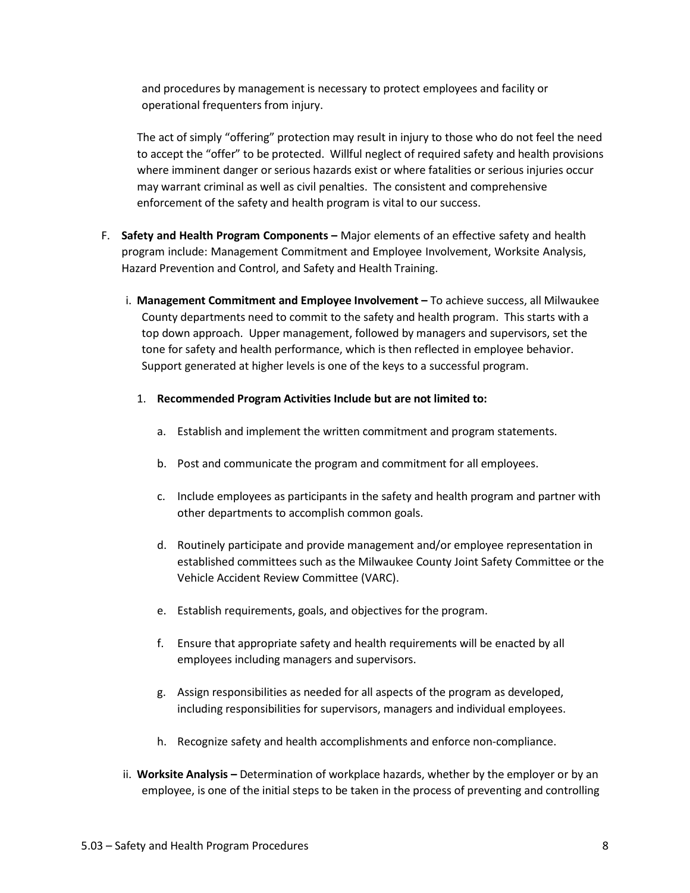and procedures by management is necessary to protect employees and facility or operational frequenters from injury.

The act of simply "offering" protection may result in injury to those who do not feel the need to accept the "offer" to be protected. Willful neglect of required safety and health provisions where imminent danger or serious hazards exist or where fatalities or serious injuries occur may warrant criminal as well as civil penalties. The consistent and comprehensive enforcement of the safety and health program is vital to our success.

F. **Safety and Health Program Components –** Major elements of an effective safety and health program include: Management Commitment and Employee Involvement, Worksite Analysis, Hazard Prevention and Control, and Safety and Health Training.

i. **Management Commitment and Employee Involvement –** To achieve success, all Milwaukee County departments need to commit to the safety and health program. This starts with a top down approach. Upper management, followed by managers and supervisors, set the tone for safety and health performance, which is then reflected in employee behavior. Support generated at higher levels is one of the keys to a successful program.

1. **Recommended Program Activities Include but are not limited to:**

   a. Establish and implement the written commitment and program statements.

   b. Post and communicate the program and commitment for all employees.

   c. Include employees as participants in the safety and health program and partner with other departments to accomplish common goals.

   d. Routinely participate and provide management and/or employee representation in established committees such as the Milwaukee County Joint Safety Committee or the Vehicle Accident Review Committee (VARC).

   e. Establish requirements, goals, and objectives for the program.

   f. Ensure that appropriate safety and health requirements will be enacted by all employees including managers and supervisors.

   g. Assign responsibilities as needed for all aspects of the program as developed, including responsibilities for supervisors, managers and individual employees.

   h. Recognize safety and health accomplishments and enforce non-compliance.

ii. **Worksite Analysis –** Determination of workplace hazards, whether by the employer or by an employee, is one of the initial steps to be taken in the process of preventing and controlling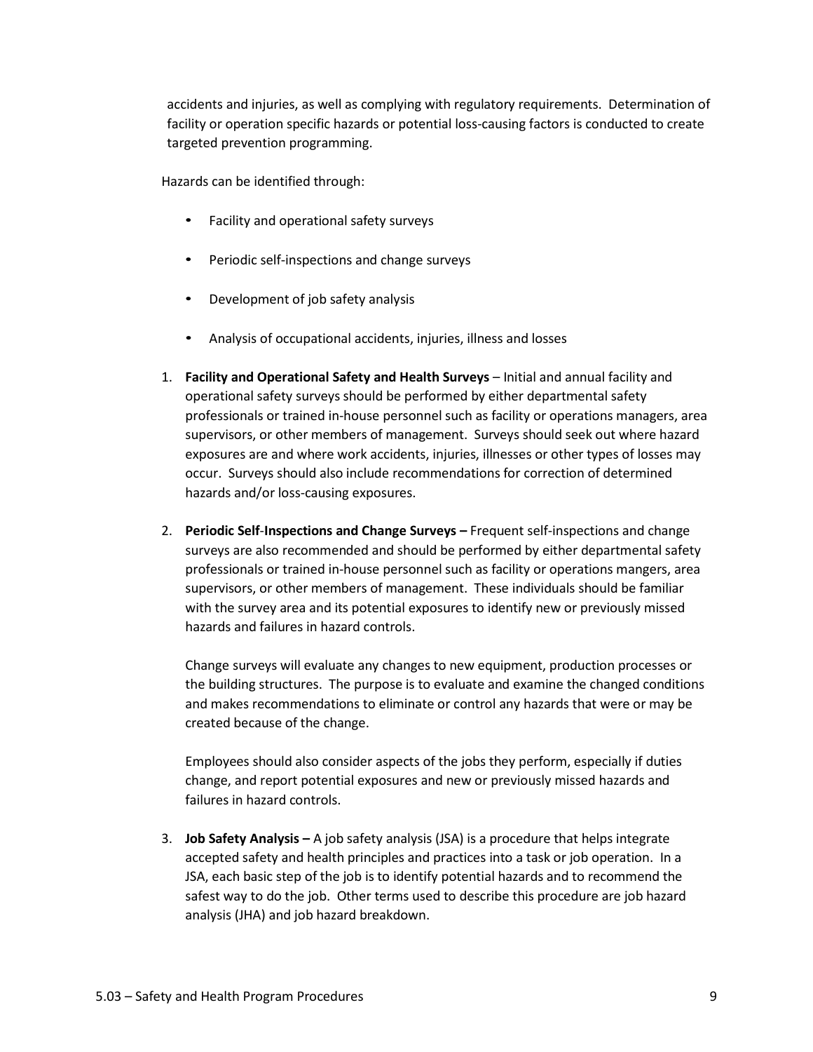accidents and injuries, as well as complying with regulatory requirements. Determination of facility or operation specific hazards or potential loss-causing factors is conducted to create targeted prevention programming.

Hazards can be identified through:

- Facility and operational safety surveys
- Periodic self-inspections and change surveys
- Development of job safety analysis
- Analysis of occupational accidents, injuries, illness and losses

1. **Facility and Operational Safety and Health Surveys** – Initial and annual facility and operational safety surveys should be performed by either departmental safety professionals or trained in-house personnel such as facility or operations managers, area supervisors, or other members of management. Surveys should seek out where hazard exposures are and where work accidents, injuries, illnesses or other types of losses may occur. Surveys should also include recommendations for correction of determined hazards and/or loss-causing exposures.

2. **Periodic Self-Inspections and Change Surveys –** Frequent self-inspections and change surveys are also recommended and should be performed by either departmental safety professionals or trained in-house personnel such as facility or operations mangers, area supervisors, or other members of management. These individuals should be familiar with the survey area and its potential exposures to identify new or previously missed hazards and failures in hazard controls.

   Change surveys will evaluate any changes to new equipment, production processes or the building structures. The purpose is to evaluate and examine the changed conditions and makes recommendations to eliminate or control any hazards that were or may be created because of the change.

   Employees should also consider aspects of the jobs they perform, especially if duties change, and report potential exposures and new or previously missed hazards and failures in hazard controls.

3. **Job Safety Analysis –** A job safety analysis (JSA) is a procedure that helps integrate accepted safety and health principles and practices into a task or job operation. In a JSA, each basic step of the job is to identify potential hazards and to recommend the safest way to do the job. Other terms used to describe this procedure are job hazard analysis (JHA) and job hazard breakdown.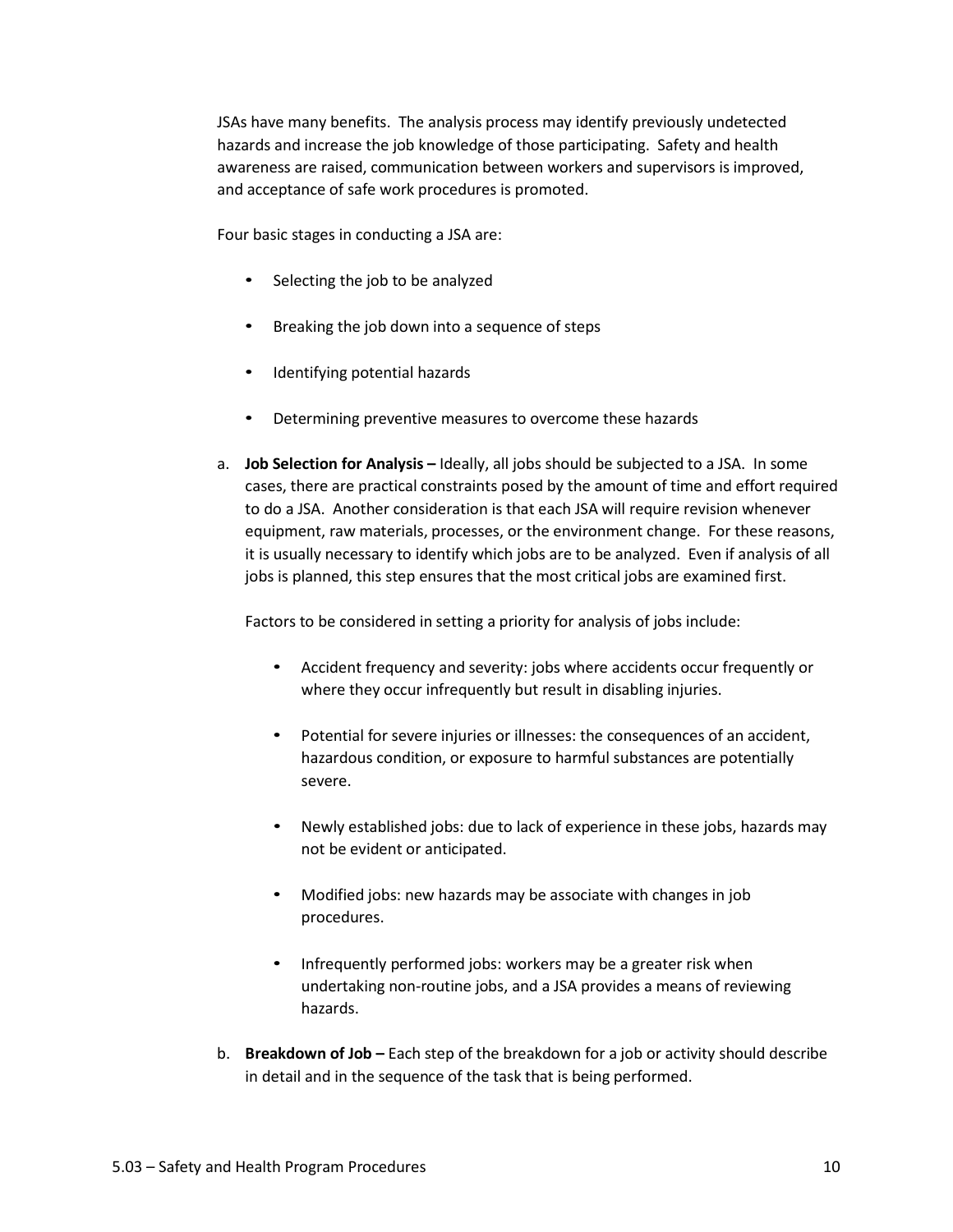JSAs have many benefits. The analysis process may identify previously undetected hazards and increase the job knowledge of those participating. Safety and health awareness are raised, communication between workers and supervisors is improved, and acceptance of safe work procedures is promoted.

Four basic stages in conducting a JSA are:

- Selecting the job to be analyzed
- Breaking the job down into a sequence of steps
- Identifying potential hazards
- Determining preventive measures to overcome these hazards

a. **Job Selection for Analysis –** Ideally, all jobs should be subjected to a JSA. In some cases, there are practical constraints posed by the amount of time and effort required to do a JSA. Another consideration is that each JSA will require revision whenever equipment, raw materials, processes, or the environment change. For these reasons, it is usually necessary to identify which jobs are to be analyzed. Even if analysis of all jobs is planned, this step ensures that the most critical jobs are examined first.

   Factors to be considered in setting a priority for analysis of jobs include:

   - Accident frequency and severity: jobs where accidents occur frequently or where they occur infrequently but result in disabling injuries.
   - Potential for severe injuries or illnesses: the consequences of an accident, hazardous condition, or exposure to harmful substances are potentially severe.
   - Newly established jobs: due to lack of experience in these jobs, hazards may not be evident or anticipated.
   - Modified jobs: new hazards may be associate with changes in job procedures.
   - Infrequently performed jobs: workers may be a greater risk when undertaking non-routine jobs, and a JSA provides a means of reviewing hazards.

b. **Breakdown of Job –** Each step of the breakdown for a job or activity should describe in detail and in the sequence of the task that is being performed.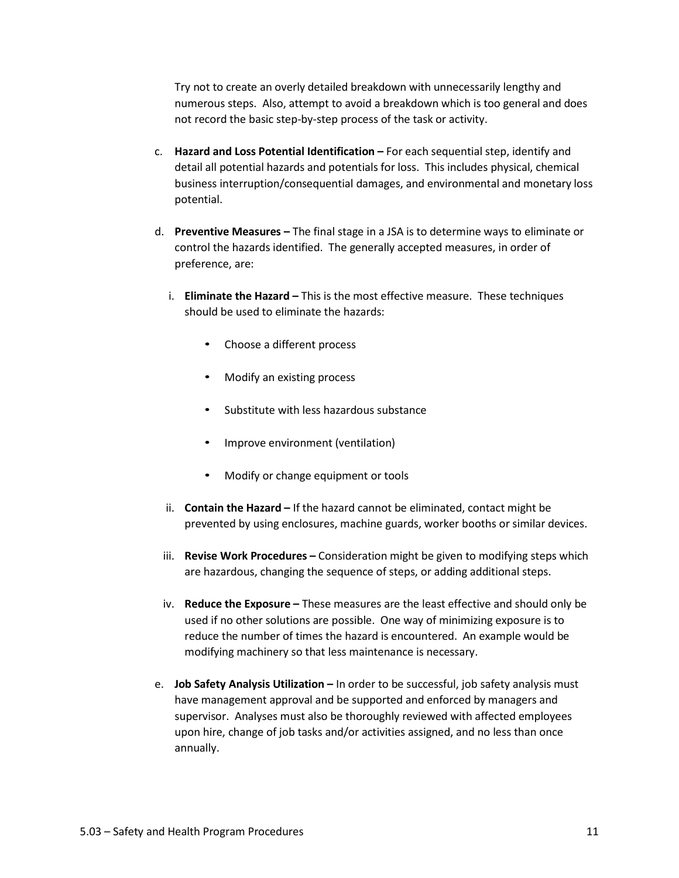Try not to create an overly detailed breakdown with unnecessarily lengthy and numerous steps. Also, attempt to avoid a breakdown which is too general and does not record the basic step-by-step process of the task or activity.

c. **Hazard and Loss Potential Identification –** For each sequential step, identify and detail all potential hazards and potentials for loss. This includes physical, chemical business interruption/consequential damages, and environmental and monetary loss potential.

d. **Preventive Measures –** The final stage in a JSA is to determine ways to eliminate or control the hazards identified. The generally accepted measures, in order of preference, are:

   i. **Eliminate the Hazard –** This is the most effective measure. These techniques should be used to eliminate the hazards:

      - Choose a different process
      - Modify an existing process
      - Substitute with less hazardous substance
      - Improve environment (ventilation)
      - Modify or change equipment or tools

   ii. **Contain the Hazard –** If the hazard cannot be eliminated, contact might be prevented by using enclosures, machine guards, worker booths or similar devices.

   iii. **Revise Work Procedures –** Consideration might be given to modifying steps which are hazardous, changing the sequence of steps, or adding additional steps.

   iv. **Reduce the Exposure –** These measures are the least effective and should only be used if no other solutions are possible. One way of minimizing exposure is to reduce the number of times the hazard is encountered. An example would be modifying machinery so that less maintenance is necessary.

e. **Job Safety Analysis Utilization –** In order to be successful, job safety analysis must have management approval and be supported and enforced by managers and supervisor. Analyses must also be thoroughly reviewed with affected employees upon hire, change of job tasks and/or activities assigned, and no less than once annually.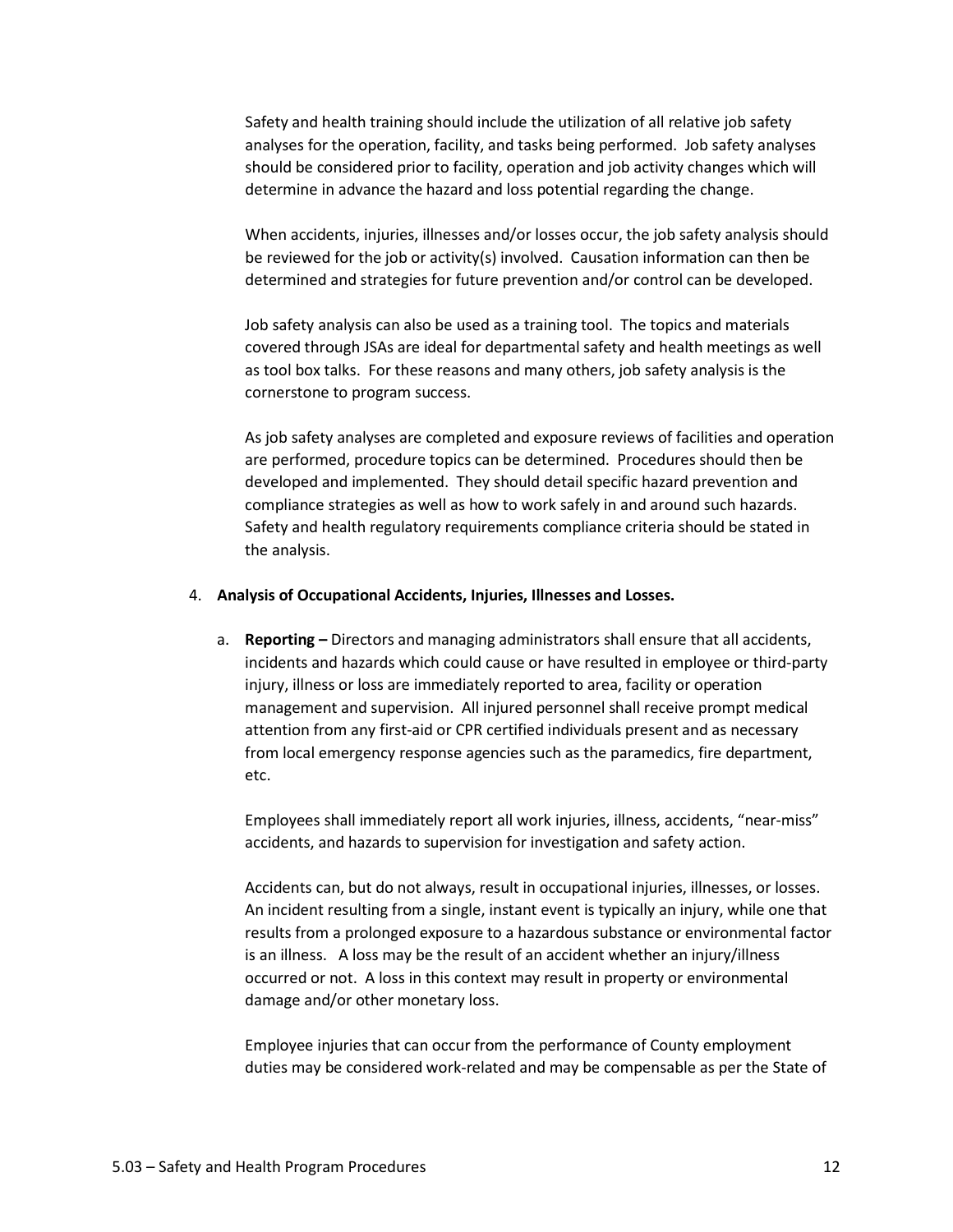Safety and health training should include the utilization of all relative job safety analyses for the operation, facility, and tasks being performed. Job safety analyses should be considered prior to facility, operation and job activity changes which will determine in advance the hazard and loss potential regarding the change.

When accidents, injuries, illnesses and/or losses occur, the job safety analysis should be reviewed for the job or activity(s) involved. Causation information can then be determined and strategies for future prevention and/or control can be developed.

Job safety analysis can also be used as a training tool. The topics and materials covered through JSAs are ideal for departmental safety and health meetings as well as tool box talks. For these reasons and many others, job safety analysis is the cornerstone to program success.

As job safety analyses are completed and exposure reviews of facilities and operation are performed, procedure topics can be determined. Procedures should then be developed and implemented. They should detail specific hazard prevention and compliance strategies as well as how to work safely in and around such hazards. Safety and health regulatory requirements compliance criteria should be stated in the analysis.

4. **Analysis of Occupational Accidents, Injuries, Illnesses and Losses.**

   a. **Reporting –** Directors and managing administrators shall ensure that all accidents, incidents and hazards which could cause or have resulted in employee or third-party injury, illness or loss are immediately reported to area, facility or operation management and supervision. All injured personnel shall receive prompt medical attention from any first-aid or CPR certified individuals present and as necessary from local emergency response agencies such as the paramedics, fire department, etc.

      Employees shall immediately report all work injuries, illness, accidents, "near-miss" accidents, and hazards to supervision for investigation and safety action.

      Accidents can, but do not always, result in occupational injuries, illnesses, or losses. An incident resulting from a single, instant event is typically an injury, while one that results from a prolonged exposure to a hazardous substance or environmental factor is an illness. A loss may be the result of an accident whether an injury/illness occurred or not. A loss in this context may result in property or environmental damage and/or other monetary loss.

      Employee injuries that can occur from the performance of County employment duties may be considered work-related and may be compensable as per the State of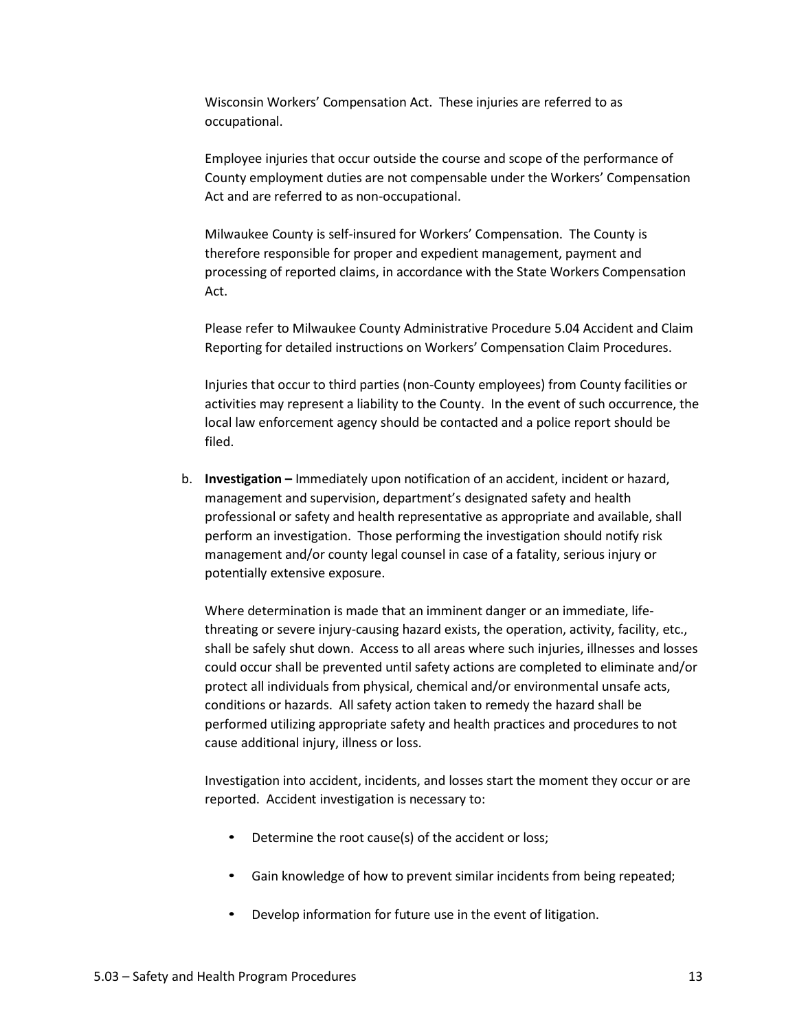Wisconsin Workers' Compensation Act. These injuries are referred to as occupational.

Employee injuries that occur outside the course and scope of the performance of County employment duties are not compensable under the Workers' Compensation Act and are referred to as non-occupational.

Milwaukee County is self-insured for Workers' Compensation. The County is therefore responsible for proper and expedient management, payment and processing of reported claims, in accordance with the State Workers Compensation Act.

Please refer to Milwaukee County Administrative Procedure 5.04 Accident and Claim Reporting for detailed instructions on Workers' Compensation Claim Procedures.

Injuries that occur to third parties (non-County employees) from County facilities or activities may represent a liability to the County. In the event of such occurrence, the local law enforcement agency should be contacted and a police report should be filed.

b. **Investigation –** Immediately upon notification of an accident, incident or hazard, management and supervision, department's designated safety and health professional or safety and health representative as appropriate and available, shall perform an investigation. Those performing the investigation should notify risk management and/or county legal counsel in case of a fatality, serious injury or potentially extensive exposure.

   Where determination is made that an imminent danger or an immediate, life-threating or severe injury-causing hazard exists, the operation, activity, facility, etc., shall be safely shut down. Access to all areas where such injuries, illnesses and losses could occur shall be prevented until safety actions are completed to eliminate and/or protect all individuals from physical, chemical and/or environmental unsafe acts, conditions or hazards. All safety action taken to remedy the hazard shall be performed utilizing appropriate safety and health practices and procedures to not cause additional injury, illness or loss.

   Investigation into accident, incidents, and losses start the moment they occur or are reported. Accident investigation is necessary to:

   - Determine the root cause(s) of the accident or loss;
   - Gain knowledge of how to prevent similar incidents from being repeated;
   - Develop information for future use in the event of litigation.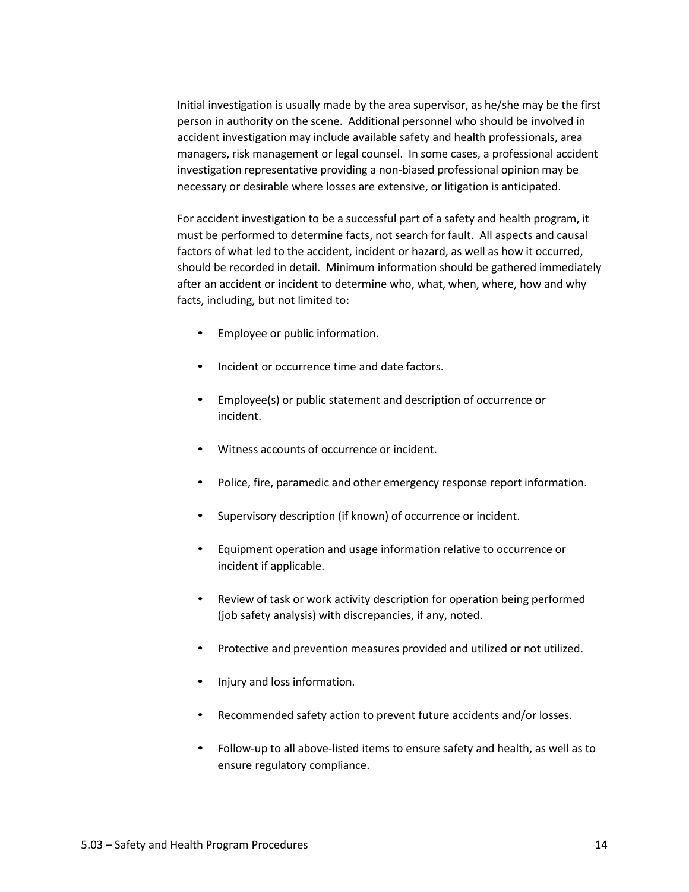Initial investigation is usually made by the area supervisor, as he/she may be the first person in authority on the scene. Additional personnel who should be involved in accident investigation may include available safety and health professionals, area managers, risk management or legal counsel. In some cases, a professional accident investigation representative providing a non-biased professional opinion may be necessary or desirable where losses are extensive, or litigation is anticipated.

For accident investigation to be a successful part of a safety and health program, it must be performed to determine facts, not search for fault. All aspects and causal factors of what led to the accident, incident or hazard, as well as how it occurred, should be recorded in detail. Minimum information should be gathered immediately after an accident or incident to determine who, what, when, where, how and why facts, including, but not limited to:

- Employee or public information.
- Incident or occurrence time and date factors.
- Employee(s) or public statement and description of occurrence or incident.
- Witness accounts of occurrence or incident.
- Police, fire, paramedic and other emergency response report information.
- Supervisory description (if known) of occurrence or incident.
- Equipment operation and usage information relative to occurrence or incident if applicable.
- Review of task or work activity description for operation being performed (job safety analysis) with discrepancies, if any, noted.
- Protective and prevention measures provided and utilized or not utilized.
- Injury and loss information.
- Recommended safety action to prevent future accidents and/or losses.
- Follow-up to all above-listed items to ensure safety and health, as well as to ensure regulatory compliance.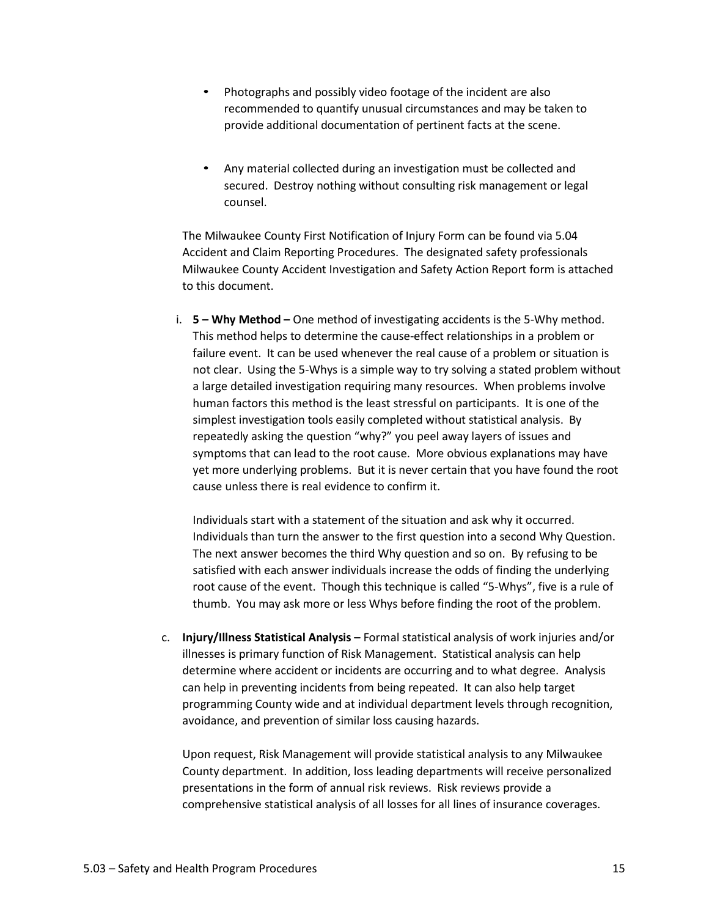- Photographs and possibly video footage of the incident are also recommended to quantify unusual circumstances and may be taken to provide additional documentation of pertinent facts at the scene.

- Any material collected during an investigation must be collected and secured. Destroy nothing without consulting risk management or legal counsel.

The Milwaukee County First Notification of Injury Form can be found via 5.04 Accident and Claim Reporting Procedures. The designated safety professionals Milwaukee County Accident Investigation and Safety Action Report form is attached to this document.

i. **5 – Why Method –** One method of investigating accidents is the 5-Why method. This method helps to determine the cause-effect relationships in a problem or failure event. It can be used whenever the real cause of a problem or situation is not clear. Using the 5-Whys is a simple way to try solving a stated problem without a large detailed investigation requiring many resources. When problems involve human factors this method is the least stressful on participants. It is one of the simplest investigation tools easily completed without statistical analysis. By repeatedly asking the question "why?" you peel away layers of issues and symptoms that can lead to the root cause. More obvious explanations may have yet more underlying problems. But it is never certain that you have found the root cause unless there is real evidence to confirm it.

   Individuals start with a statement of the situation and ask why it occurred. Individuals than turn the answer to the first question into a second Why Question. The next answer becomes the third Why question and so on. By refusing to be satisfied with each answer individuals increase the odds of finding the underlying root cause of the event. Though this technique is called "5-Whys", five is a rule of thumb. You may ask more or less Whys before finding the root of the problem.

c. **Injury/Illness Statistical Analysis –** Formal statistical analysis of work injuries and/or illnesses is primary function of Risk Management. Statistical analysis can help determine where accident or incidents are occurring and to what degree. Analysis can help in preventing incidents from being repeated. It can also help target programming County wide and at individual department levels through recognition, avoidance, and prevention of similar loss causing hazards.

   Upon request, Risk Management will provide statistical analysis to any Milwaukee County department. In addition, loss leading departments will receive personalized presentations in the form of annual risk reviews. Risk reviews provide a comprehensive statistical analysis of all losses for all lines of insurance coverages.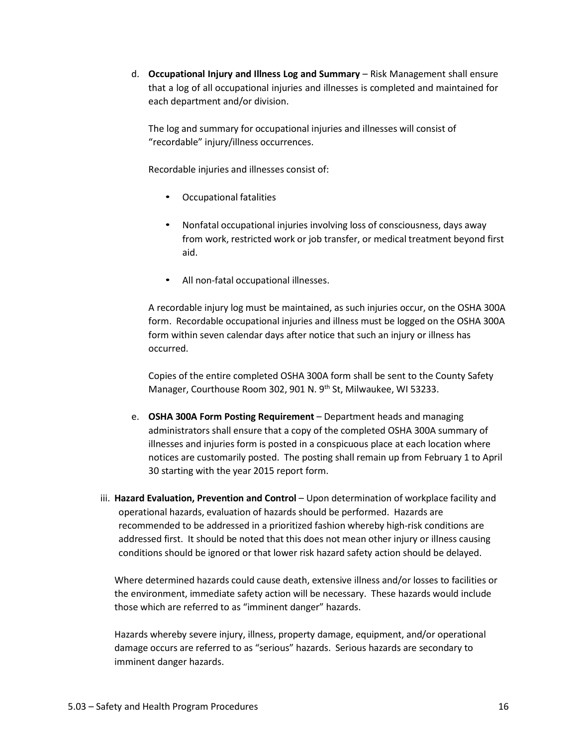d. **Occupational Injury and Illness Log and Summary** – Risk Management shall ensure that a log of all occupational injuries and illnesses is completed and maintained for each department and/or division.

   The log and summary for occupational injuries and illnesses will consist of "recordable" injury/illness occurrences.

   Recordable injuries and illnesses consist of:

   - Occupational fatalities
   - Nonfatal occupational injuries involving loss of consciousness, days away from work, restricted work or job transfer, or medical treatment beyond first aid.
   - All non-fatal occupational illnesses.

   A recordable injury log must be maintained, as such injuries occur, on the OSHA 300A form. Recordable occupational injuries and illness must be logged on the OSHA 300A form within seven calendar days after notice that such an injury or illness has occurred.

   Copies of the entire completed OSHA 300A form shall be sent to the County Safety Manager, Courthouse Room 302, 901 N. 9th St, Milwaukee, WI 53233.

e. **OSHA 300A Form Posting Requirement** – Department heads and managing administrators shall ensure that a copy of the completed OSHA 300A summary of illnesses and injuries form is posted in a conspicuous place at each location where notices are customarily posted. The posting shall remain up from February 1 to April 30 starting with the year 2015 report form.

iii. **Hazard Evaluation, Prevention and Control** – Upon determination of workplace facility and operational hazards, evaluation of hazards should be performed. Hazards are recommended to be addressed in a prioritized fashion whereby high-risk conditions are addressed first. It should be noted that this does not mean other injury or illness causing conditions should be ignored or that lower risk hazard safety action should be delayed.

   Where determined hazards could cause death, extensive illness and/or losses to facilities or the environment, immediate safety action will be necessary. These hazards would include those which are referred to as "imminent danger" hazards.

   Hazards whereby severe injury, illness, property damage, equipment, and/or operational damage occurs are referred to as "serious" hazards. Serious hazards are secondary to imminent danger hazards.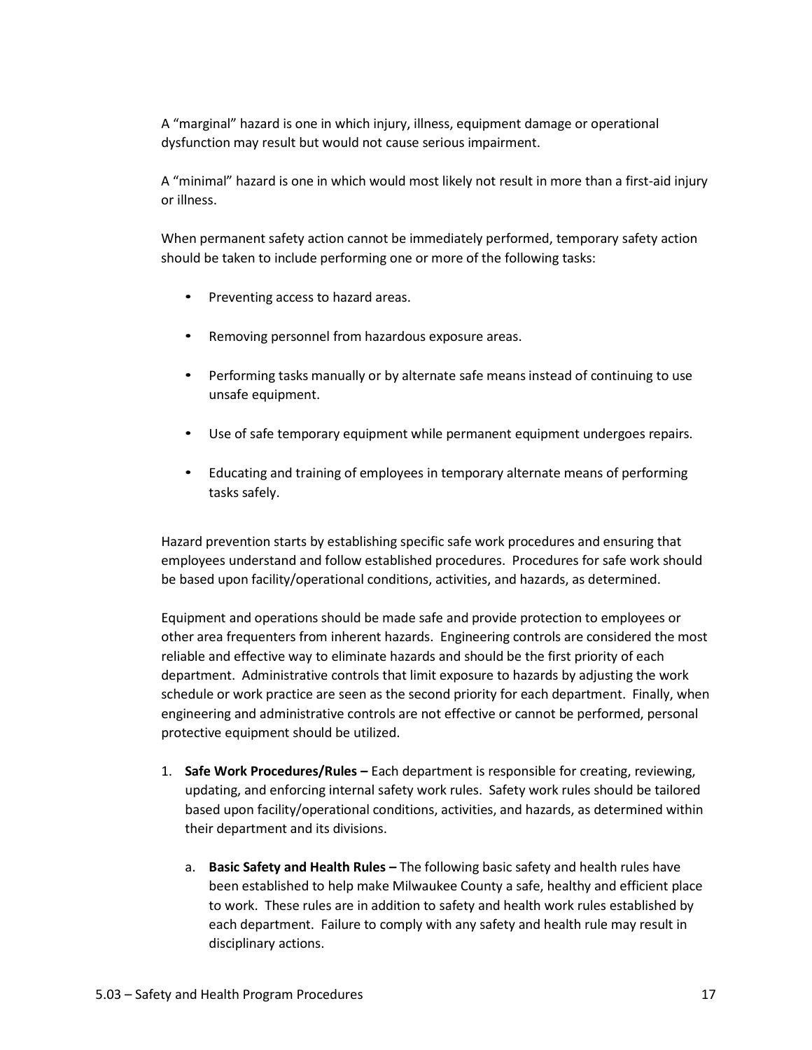A “marginal” hazard is one in which injury, illness, equipment damage or operational dysfunction may result but would not cause serious impairment.

A “minimal” hazard is one in which would most likely not result in more than a first-aid injury or illness.

When permanent safety action cannot be immediately performed, temporary safety action should be taken to include performing one or more of the following tasks:

- Preventing access to hazard areas.
- Removing personnel from hazardous exposure areas.
- Performing tasks manually or by alternate safe means instead of continuing to use unsafe equipment.
- Use of safe temporary equipment while permanent equipment undergoes repairs.
- Educating and training of employees in temporary alternate means of performing tasks safely.

Hazard prevention starts by establishing specific safe work procedures and ensuring that employees understand and follow established procedures. Procedures for safe work should be based upon facility/operational conditions, activities, and hazards, as determined.

Equipment and operations should be made safe and provide protection to employees or other area frequenters from inherent hazards. Engineering controls are considered the most reliable and effective way to eliminate hazards and should be the first priority of each department. Administrative controls that limit exposure to hazards by adjusting the work schedule or work practice are seen as the second priority for each department. Finally, when engineering and administrative controls are not effective or cannot be performed, personal protective equipment should be utilized.

1. **Safe Work Procedures/Rules –** Each department is responsible for creating, reviewing, updating, and enforcing internal safety work rules. Safety work rules should be tailored based upon facility/operational conditions, activities, and hazards, as determined within their department and its divisions.

   a. **Basic Safety and Health Rules –** The following basic safety and health rules have been established to help make Milwaukee County a safe, healthy and efficient place to work. These rules are in addition to safety and health work rules established by each department. Failure to comply with any safety and health rule may result in disciplinary actions.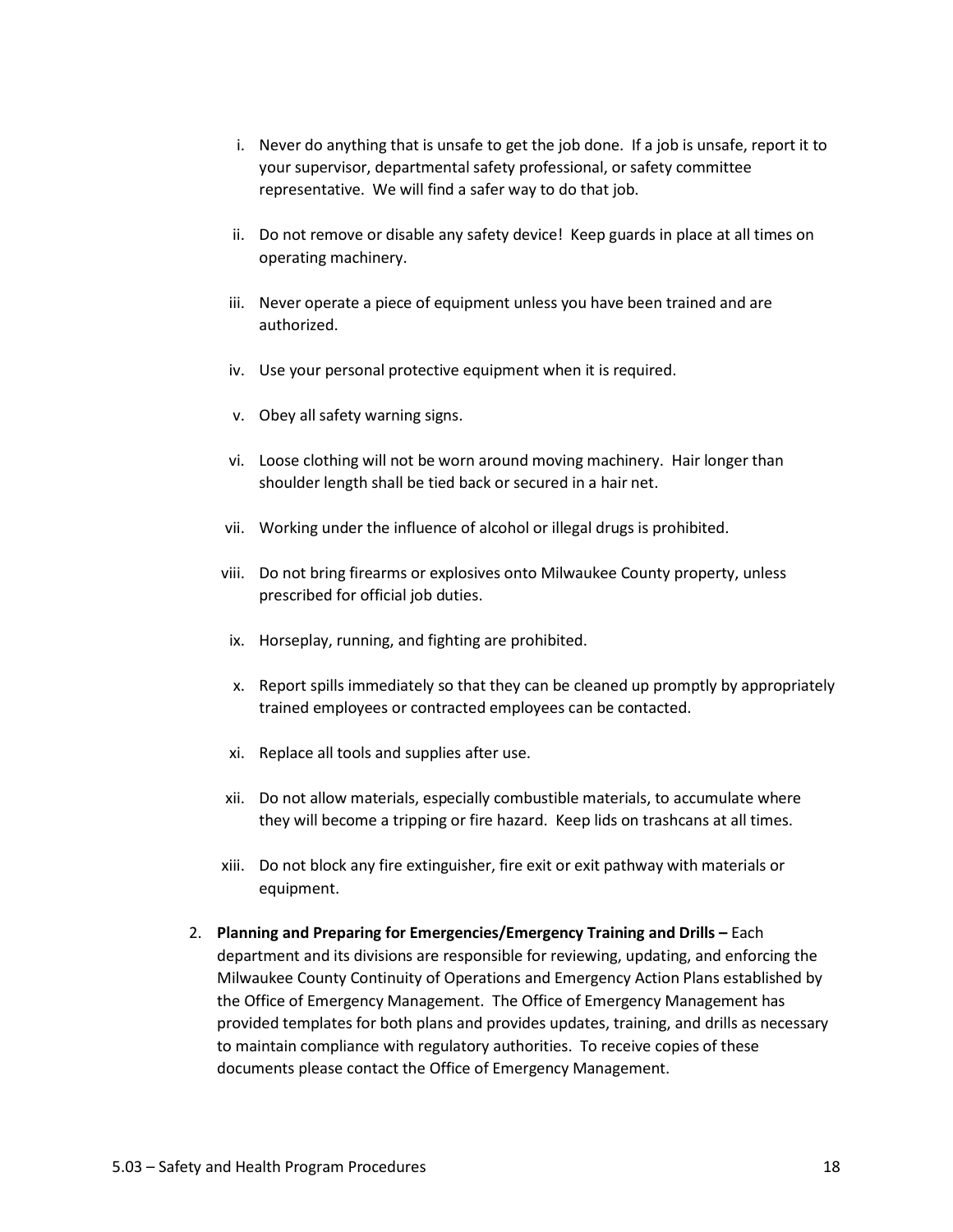i. Never do anything that is unsafe to get the job done. If a job is unsafe, report it to your supervisor, departmental safety professional, or safety committee representative. We will find a safer way to do that job.

ii. Do not remove or disable any safety device! Keep guards in place at all times on operating machinery.

iii. Never operate a piece of equipment unless you have been trained and are authorized.

iv. Use your personal protective equipment when it is required.

v. Obey all safety warning signs.

vi. Loose clothing will not be worn around moving machinery. Hair longer than shoulder length shall be tied back or secured in a hair net.

vii. Working under the influence of alcohol or illegal drugs is prohibited.

viii. Do not bring firearms or explosives onto Milwaukee County property, unless prescribed for official job duties.

ix. Horseplay, running, and fighting are prohibited.

x. Report spills immediately so that they can be cleaned up promptly by appropriately trained employees or contracted employees can be contacted.

xi. Replace all tools and supplies after use.

xii. Do not allow materials, especially combustible materials, to accumulate where they will become a tripping or fire hazard. Keep lids on trashcans at all times.

xiii. Do not block any fire extinguisher, fire exit or exit pathway with materials or equipment.

2. **Planning and Preparing for Emergencies/Emergency Training and Drills –** Each department and its divisions are responsible for reviewing, updating, and enforcing the Milwaukee County Continuity of Operations and Emergency Action Plans established by the Office of Emergency Management. The Office of Emergency Management has provided templates for both plans and provides updates, training, and drills as necessary to maintain compliance with regulatory authorities. To receive copies of these documents please contact the Office of Emergency Management.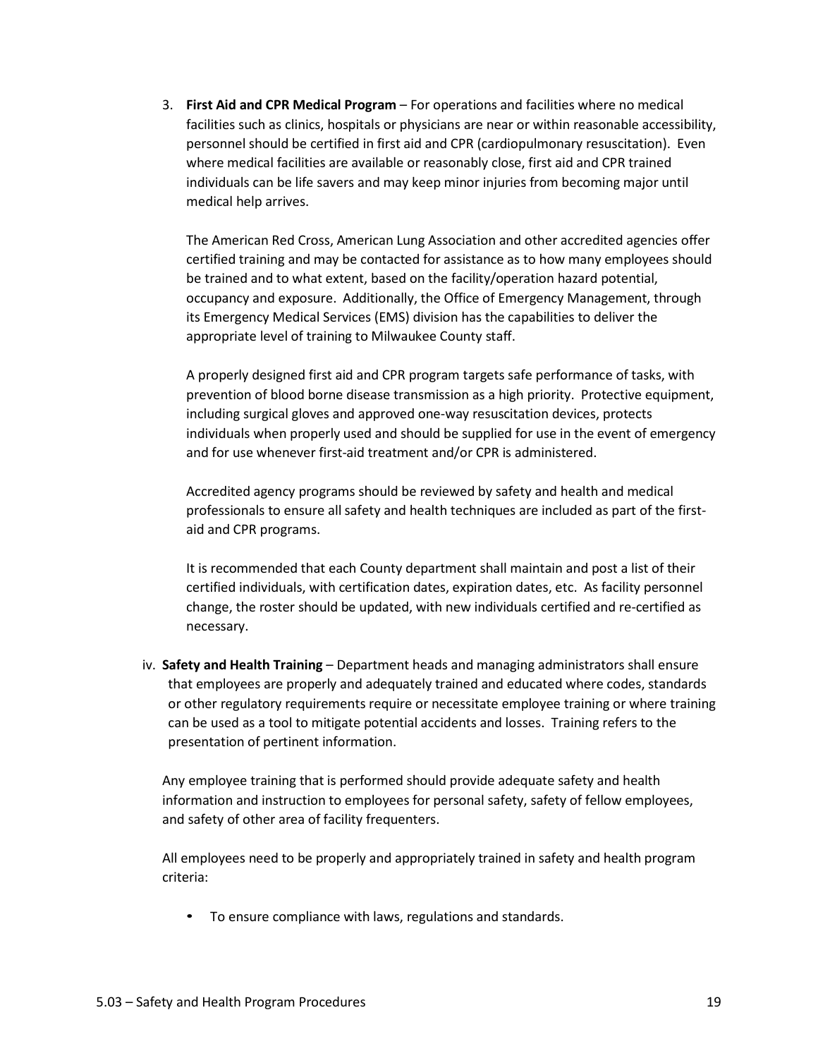3. **First Aid and CPR Medical Program** – For operations and facilities where no medical facilities such as clinics, hospitals or physicians are near or within reasonable accessibility, personnel should be certified in first aid and CPR (cardiopulmonary resuscitation). Even where medical facilities are available or reasonably close, first aid and CPR trained individuals can be life savers and may keep minor injuries from becoming major until medical help arrives.

   The American Red Cross, American Lung Association and other accredited agencies offer certified training and may be contacted for assistance as to how many employees should be trained and to what extent, based on the facility/operation hazard potential, occupancy and exposure. Additionally, the Office of Emergency Management, through its Emergency Medical Services (EMS) division has the capabilities to deliver the appropriate level of training to Milwaukee County staff.

   A properly designed first aid and CPR program targets safe performance of tasks, with prevention of blood borne disease transmission as a high priority. Protective equipment, including surgical gloves and approved one-way resuscitation devices, protects individuals when properly used and should be supplied for use in the event of emergency and for use whenever first-aid treatment and/or CPR is administered.

   Accredited agency programs should be reviewed by safety and health and medical professionals to ensure all safety and health techniques are included as part of the first-aid and CPR programs.

   It is recommended that each County department shall maintain and post a list of their certified individuals, with certification dates, expiration dates, etc. As facility personnel change, the roster should be updated, with new individuals certified and re-certified as necessary.

iv. **Safety and Health Training** – Department heads and managing administrators shall ensure that employees are properly and adequately trained and educated where codes, standards or other regulatory requirements require or necessitate employee training or where training can be used as a tool to mitigate potential accidents and losses. Training refers to the presentation of pertinent information.

Any employee training that is performed should provide adequate safety and health information and instruction to employees for personal safety, safety of fellow employees, and safety of other area of facility frequenters.

All employees need to be properly and appropriately trained in safety and health program criteria:

- To ensure compliance with laws, regulations and standards.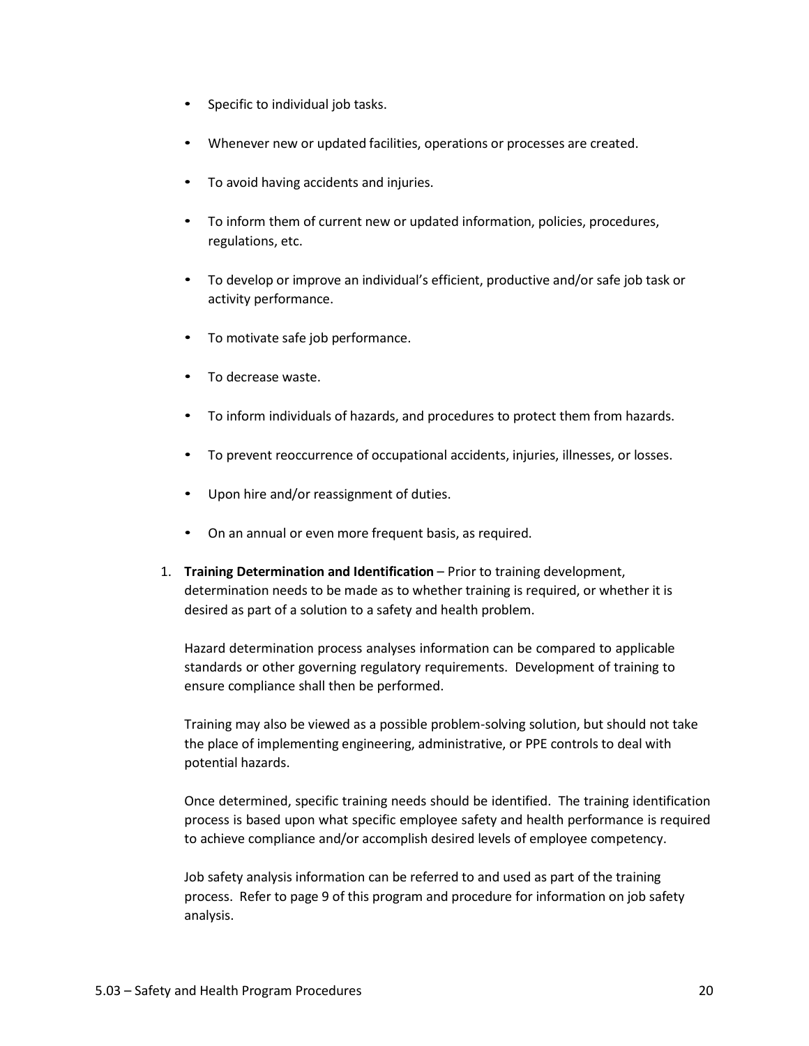- Specific to individual job tasks.
- Whenever new or updated facilities, operations or processes are created.
- To avoid having accidents and injuries.
- To inform them of current new or updated information, policies, procedures, regulations, etc.
- To develop or improve an individual's efficient, productive and/or safe job task or activity performance.
- To motivate safe job performance.
- To decrease waste.
- To inform individuals of hazards, and procedures to protect them from hazards.
- To prevent reoccurrence of occupational accidents, injuries, illnesses, or losses.
- Upon hire and/or reassignment of duties.
- On an annual or even more frequent basis, as required.

1. **Training Determination and Identification** – Prior to training development, determination needs to be made as to whether training is required, or whether it is desired as part of a solution to a safety and health problem.

   Hazard determination process analyses information can be compared to applicable standards or other governing regulatory requirements. Development of training to ensure compliance shall then be performed.

   Training may also be viewed as a possible problem-solving solution, but should not take the place of implementing engineering, administrative, or PPE controls to deal with potential hazards.

   Once determined, specific training needs should be identified. The training identification process is based upon what specific employee safety and health performance is required to achieve compliance and/or accomplish desired levels of employee competency.

   Job safety analysis information can be referred to and used as part of the training process. Refer to page 9 of this program and procedure for information on job safety analysis.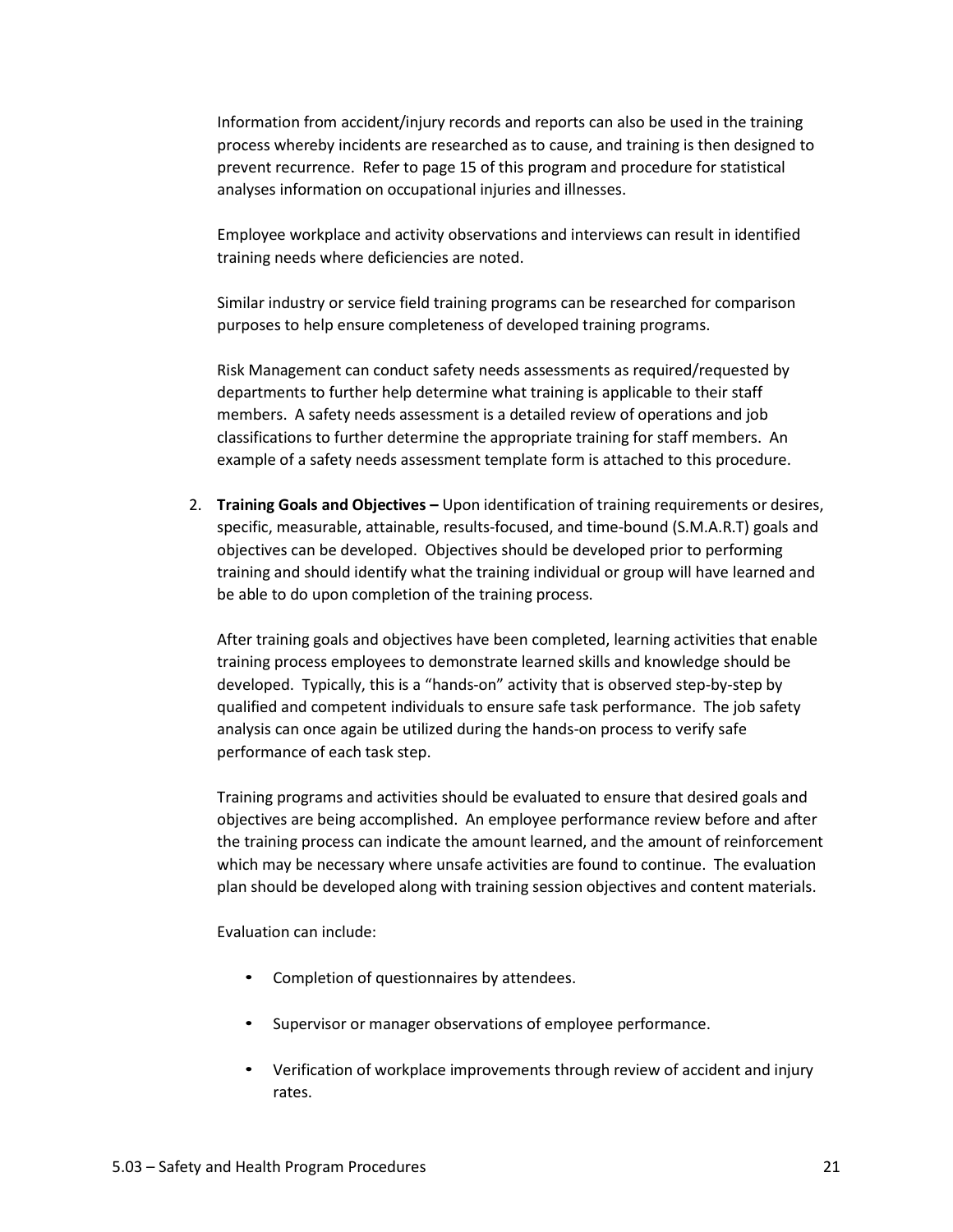Information from accident/injury records and reports can also be used in the training process whereby incidents are researched as to cause, and training is then designed to prevent recurrence. Refer to page 15 of this program and procedure for statistical analyses information on occupational injuries and illnesses.

Employee workplace and activity observations and interviews can result in identified training needs where deficiencies are noted.

Similar industry or service field training programs can be researched for comparison purposes to help ensure completeness of developed training programs.

Risk Management can conduct safety needs assessments as required/requested by departments to further help determine what training is applicable to their staff members. A safety needs assessment is a detailed review of operations and job classifications to further determine the appropriate training for staff members. An example of a safety needs assessment template form is attached to this procedure.

2. **Training Goals and Objectives –** Upon identification of training requirements or desires, specific, measurable, attainable, results-focused, and time-bound (S.M.A.R.T) goals and objectives can be developed. Objectives should be developed prior to performing training and should identify what the training individual or group will have learned and be able to do upon completion of the training process.

   After training goals and objectives have been completed, learning activities that enable training process employees to demonstrate learned skills and knowledge should be developed. Typically, this is a "hands-on" activity that is observed step-by-step by qualified and competent individuals to ensure safe task performance. The job safety analysis can once again be utilized during the hands-on process to verify safe performance of each task step.

   Training programs and activities should be evaluated to ensure that desired goals and objectives are being accomplished. An employee performance review before and after the training process can indicate the amount learned, and the amount of reinforcement which may be necessary where unsafe activities are found to continue. The evaluation plan should be developed along with training session objectives and content materials.

   Evaluation can include:

   - Completion of questionnaires by attendees.
   - Supervisor or manager observations of employee performance.
   - Verification of workplace improvements through review of accident and injury rates.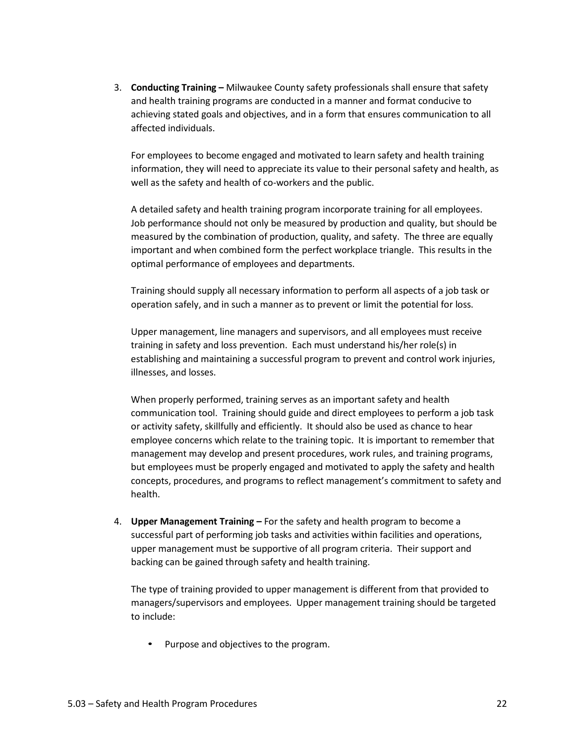3. **Conducting Training –** Milwaukee County safety professionals shall ensure that safety and health training programs are conducted in a manner and format conducive to achieving stated goals and objectives, and in a form that ensures communication to all affected individuals.

   For employees to become engaged and motivated to learn safety and health training information, they will need to appreciate its value to their personal safety and health, as well as the safety and health of co-workers and the public.

   A detailed safety and health training program incorporate training for all employees. Job performance should not only be measured by production and quality, but should be measured by the combination of production, quality, and safety. The three are equally important and when combined form the perfect workplace triangle. This results in the optimal performance of employees and departments.

   Training should supply all necessary information to perform all aspects of a job task or operation safely, and in such a manner as to prevent or limit the potential for loss.

   Upper management, line managers and supervisors, and all employees must receive training in safety and loss prevention. Each must understand his/her role(s) in establishing and maintaining a successful program to prevent and control work injuries, illnesses, and losses.

   When properly performed, training serves as an important safety and health communication tool. Training should guide and direct employees to perform a job task or activity safety, skillfully and efficiently. It should also be used as chance to hear employee concerns which relate to the training topic. It is important to remember that management may develop and present procedures, work rules, and training programs, but employees must be properly engaged and motivated to apply the safety and health concepts, procedures, and programs to reflect management's commitment to safety and health.

4. **Upper Management Training –** For the safety and health program to become a successful part of performing job tasks and activities within facilities and operations, upper management must be supportive of all program criteria. Their support and backing can be gained through safety and health training.

   The type of training provided to upper management is different from that provided to managers/supervisors and employees. Upper management training should be targeted to include:

   - Purpose and objectives to the program.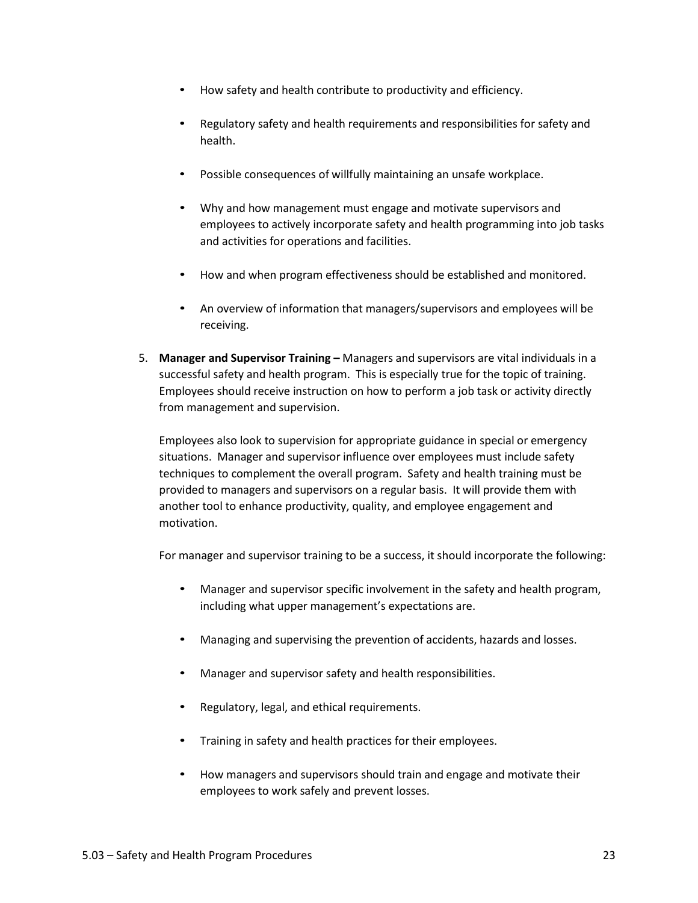- How safety and health contribute to productivity and efficiency.

- Regulatory safety and health requirements and responsibilities for safety and health.

- Possible consequences of willfully maintaining an unsafe workplace.

- Why and how management must engage and motivate supervisors and employees to actively incorporate safety and health programming into job tasks and activities for operations and facilities.

- How and when program effectiveness should be established and monitored.

- An overview of information that managers/supervisors and employees will be receiving.

5. **Manager and Supervisor Training –** Managers and supervisors are vital individuals in a successful safety and health program. This is especially true for the topic of training. Employees should receive instruction on how to perform a job task or activity directly from management and supervision.

   Employees also look to supervision for appropriate guidance in special or emergency situations. Manager and supervisor influence over employees must include safety techniques to complement the overall program. Safety and health training must be provided to managers and supervisors on a regular basis. It will provide them with another tool to enhance productivity, quality, and employee engagement and motivation.

   For manager and supervisor training to be a success, it should incorporate the following:

   - Manager and supervisor specific involvement in the safety and health program, including what upper management's expectations are.

   - Managing and supervising the prevention of accidents, hazards and losses.

   - Manager and supervisor safety and health responsibilities.

   - Regulatory, legal, and ethical requirements.

   - Training in safety and health practices for their employees.

   - How managers and supervisors should train and engage and motivate their employees to work safely and prevent losses.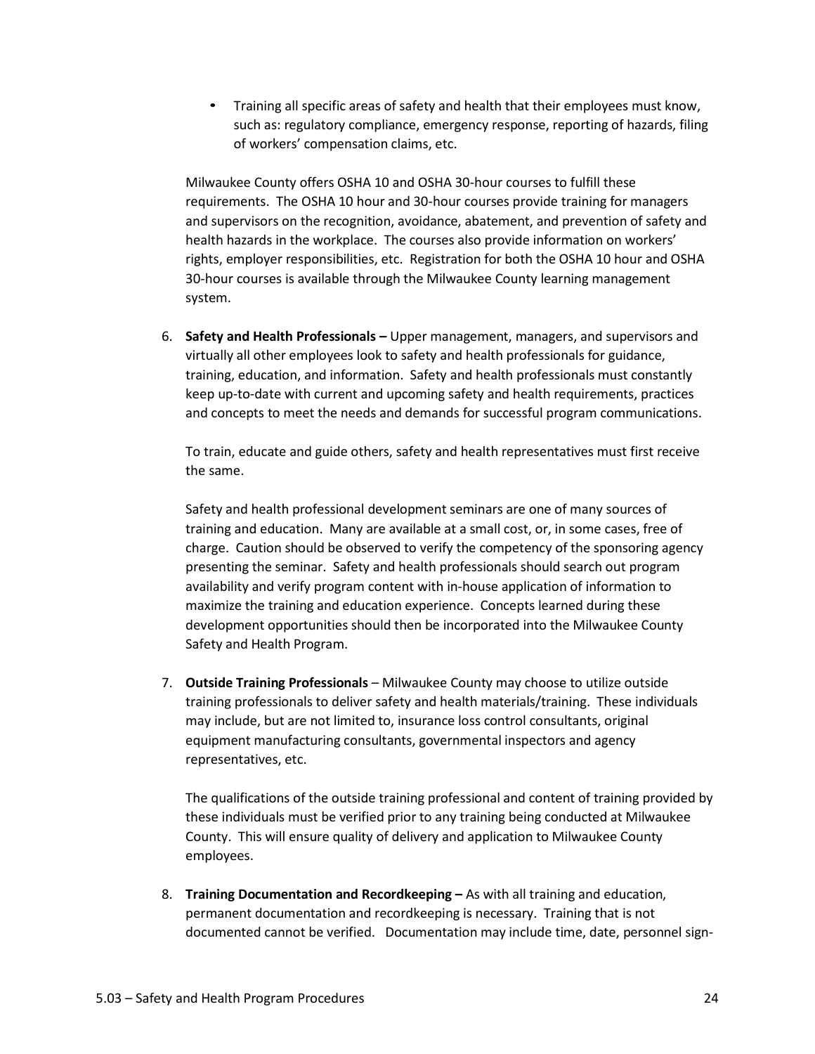- Training all specific areas of safety and health that their employees must know, such as: regulatory compliance, emergency response, reporting of hazards, filing of workers' compensation claims, etc.

Milwaukee County offers OSHA 10 and OSHA 30-hour courses to fulfill these requirements. The OSHA 10 hour and 30-hour courses provide training for managers and supervisors on the recognition, avoidance, abatement, and prevention of safety and health hazards in the workplace. The courses also provide information on workers' rights, employer responsibilities, etc. Registration for both the OSHA 10 hour and OSHA 30-hour courses is available through the Milwaukee County learning management system.

6. **Safety and Health Professionals –** Upper management, managers, and supervisors and virtually all other employees look to safety and health professionals for guidance, training, education, and information. Safety and health professionals must constantly keep up-to-date with current and upcoming safety and health requirements, practices and concepts to meet the needs and demands for successful program communications.

   To train, educate and guide others, safety and health representatives must first receive the same.

   Safety and health professional development seminars are one of many sources of training and education. Many are available at a small cost, or, in some cases, free of charge. Caution should be observed to verify the competency of the sponsoring agency presenting the seminar. Safety and health professionals should search out program availability and verify program content with in-house application of information to maximize the training and education experience. Concepts learned during these development opportunities should then be incorporated into the Milwaukee County Safety and Health Program.

7. **Outside Training Professionals** – Milwaukee County may choose to utilize outside training professionals to deliver safety and health materials/training. These individuals may include, but are not limited to, insurance loss control consultants, original equipment manufacturing consultants, governmental inspectors and agency representatives, etc.

   The qualifications of the outside training professional and content of training provided by these individuals must be verified prior to any training being conducted at Milwaukee County. This will ensure quality of delivery and application to Milwaukee County employees.

8. **Training Documentation and Recordkeeping –** As with all training and education, permanent documentation and recordkeeping is necessary. Training that is not documented cannot be verified. Documentation may include time, date, personnel sign-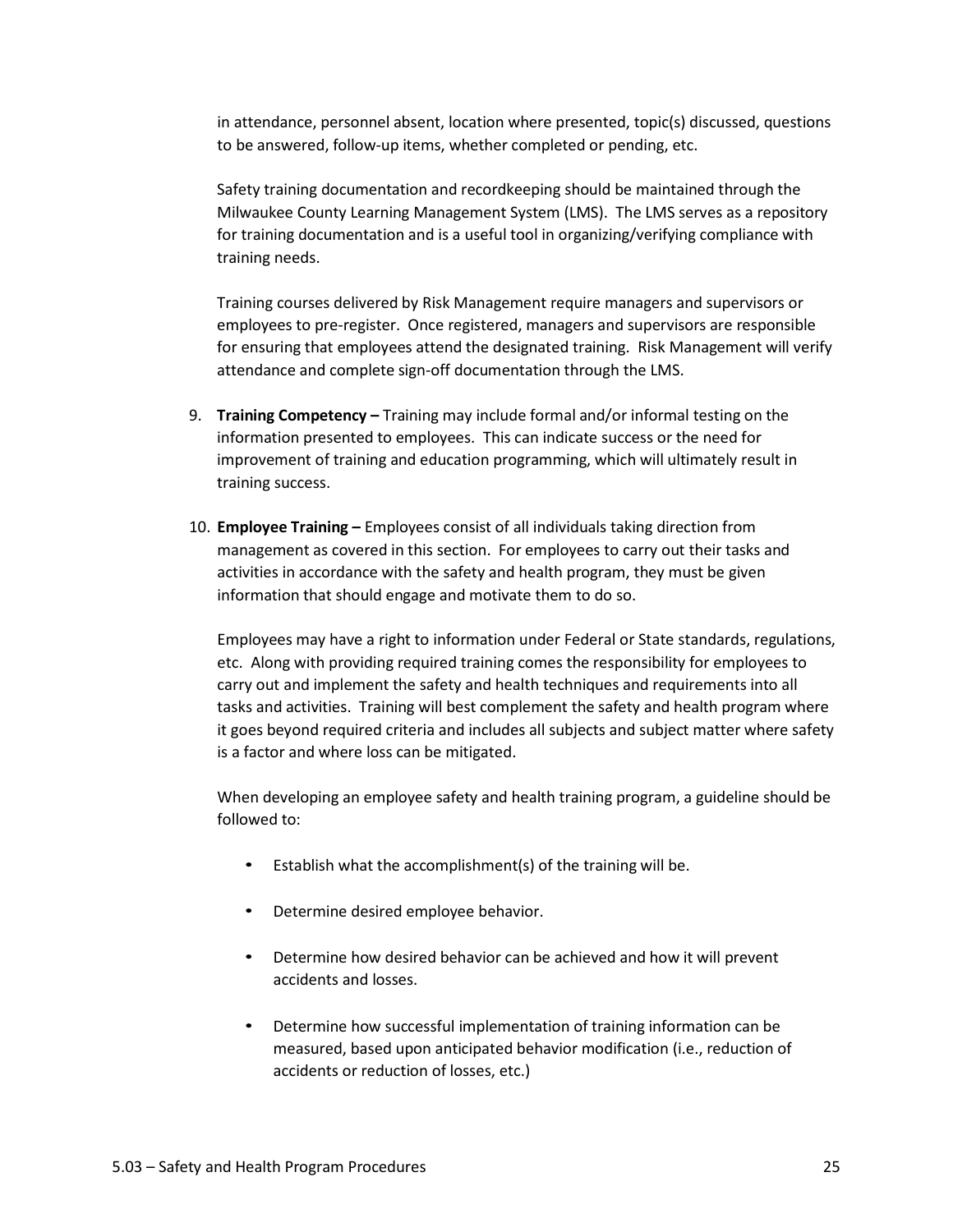in attendance, personnel absent, location where presented, topic(s) discussed, questions to be answered, follow-up items, whether completed or pending, etc.

Safety training documentation and recordkeeping should be maintained through the Milwaukee County Learning Management System (LMS). The LMS serves as a repository for training documentation and is a useful tool in organizing/verifying compliance with training needs.

Training courses delivered by Risk Management require managers and supervisors or employees to pre-register. Once registered, managers and supervisors are responsible for ensuring that employees attend the designated training. Risk Management will verify attendance and complete sign-off documentation through the LMS.

9. **Training Competency –** Training may include formal and/or informal testing on the information presented to employees. This can indicate success or the need for improvement of training and education programming, which will ultimately result in training success.

10. **Employee Training –** Employees consist of all individuals taking direction from management as covered in this section. For employees to carry out their tasks and activities in accordance with the safety and health program, they must be given information that should engage and motivate them to do so.

    Employees may have a right to information under Federal or State standards, regulations, etc. Along with providing required training comes the responsibility for employees to carry out and implement the safety and health techniques and requirements into all tasks and activities. Training will best complement the safety and health program where it goes beyond required criteria and includes all subjects and subject matter where safety is a factor and where loss can be mitigated.

    When developing an employee safety and health training program, a guideline should be followed to:

    - Establish what the accomplishment(s) of the training will be.
    - Determine desired employee behavior.
    - Determine how desired behavior can be achieved and how it will prevent accidents and losses.
    - Determine how successful implementation of training information can be measured, based upon anticipated behavior modification (i.e., reduction of accidents or reduction of losses, etc.)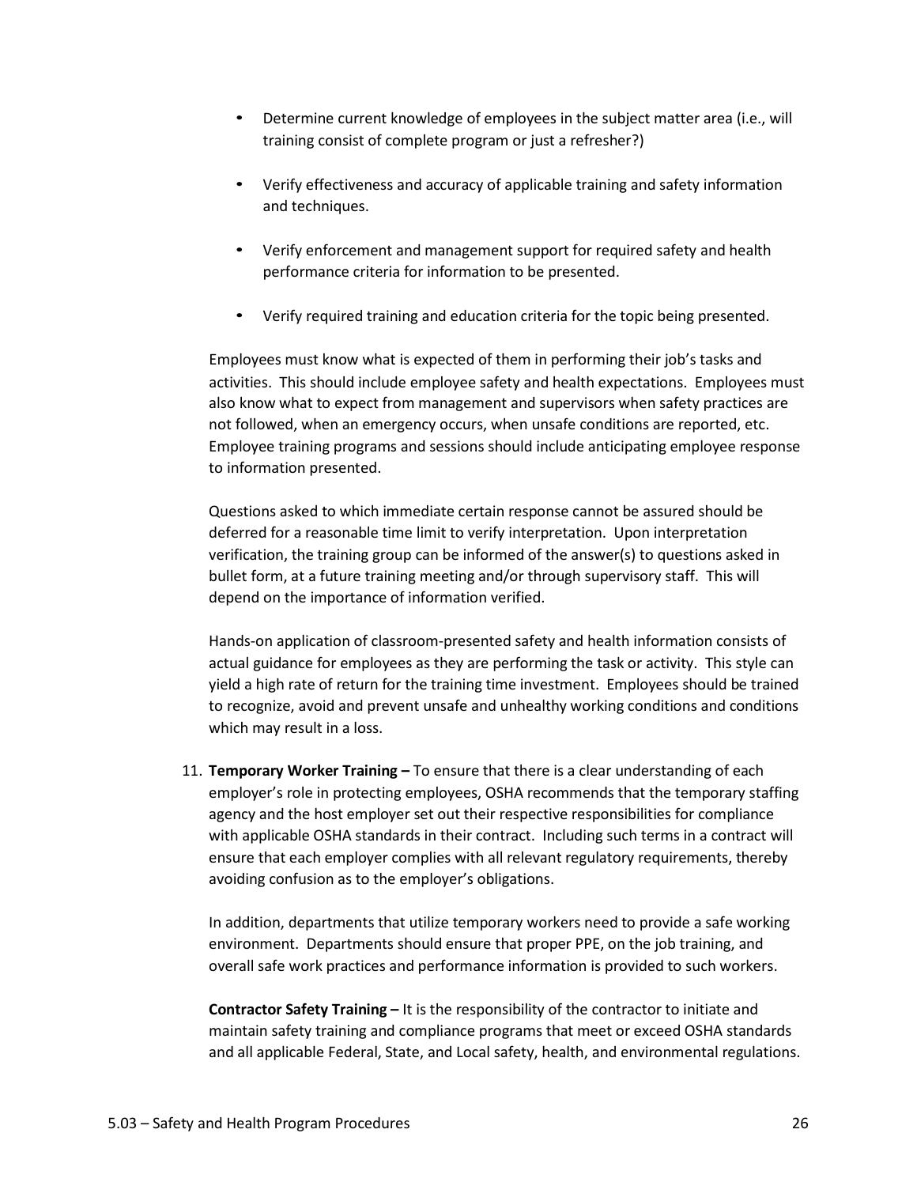- Determine current knowledge of employees in the subject matter area (i.e., will training consist of complete program or just a refresher?)
- Verify effectiveness and accuracy of applicable training and safety information and techniques.
- Verify enforcement and management support for required safety and health performance criteria for information to be presented.
- Verify required training and education criteria for the topic being presented.

Employees must know what is expected of them in performing their job's tasks and activities. This should include employee safety and health expectations. Employees must also know what to expect from management and supervisors when safety practices are not followed, when an emergency occurs, when unsafe conditions are reported, etc. Employee training programs and sessions should include anticipating employee response to information presented.

Questions asked to which immediate certain response cannot be assured should be deferred for a reasonable time limit to verify interpretation. Upon interpretation verification, the training group can be informed of the answer(s) to questions asked in bullet form, at a future training meeting and/or through supervisory staff. This will depend on the importance of information verified.

Hands-on application of classroom-presented safety and health information consists of actual guidance for employees as they are performing the task or activity. This style can yield a high rate of return for the training time investment. Employees should be trained to recognize, avoid and prevent unsafe and unhealthy working conditions and conditions which may result in a loss.

11. **Temporary Worker Training –** To ensure that there is a clear understanding of each employer's role in protecting employees, OSHA recommends that the temporary staffing agency and the host employer set out their respective responsibilities for compliance with applicable OSHA standards in their contract. Including such terms in a contract will ensure that each employer complies with all relevant regulatory requirements, thereby avoiding confusion as to the employer's obligations.

    In addition, departments that utilize temporary workers need to provide a safe working environment. Departments should ensure that proper PPE, on the job training, and overall safe work practices and performance information is provided to such workers.

    **Contractor Safety Training –** It is the responsibility of the contractor to initiate and maintain safety training and compliance programs that meet or exceed OSHA standards and all applicable Federal, State, and Local safety, health, and environmental regulations.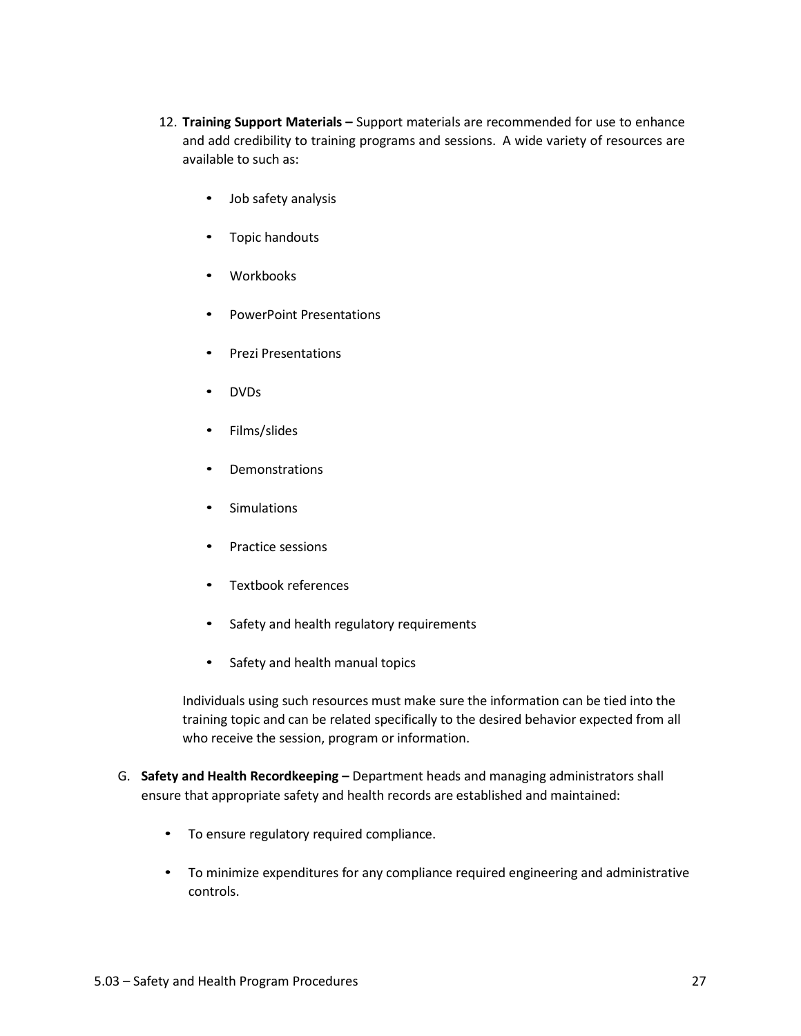12. **Training Support Materials –** Support materials are recommended for use to enhance and add credibility to training programs and sessions. A wide variety of resources are available to such as:

    - Job safety analysis
    - Topic handouts
    - Workbooks
    - PowerPoint Presentations
    - Prezi Presentations
    - DVDs
    - Films/slides
    - Demonstrations
    - Simulations
    - Practice sessions
    - Textbook references
    - Safety and health regulatory requirements
    - Safety and health manual topics

    Individuals using such resources must make sure the information can be tied into the training topic and can be related specifically to the desired behavior expected from all who receive the session, program or information.

G. **Safety and Health Recordkeeping –** Department heads and managing administrators shall ensure that appropriate safety and health records are established and maintained:

- To ensure regulatory required compliance.
- To minimize expenditures for any compliance required engineering and administrative controls.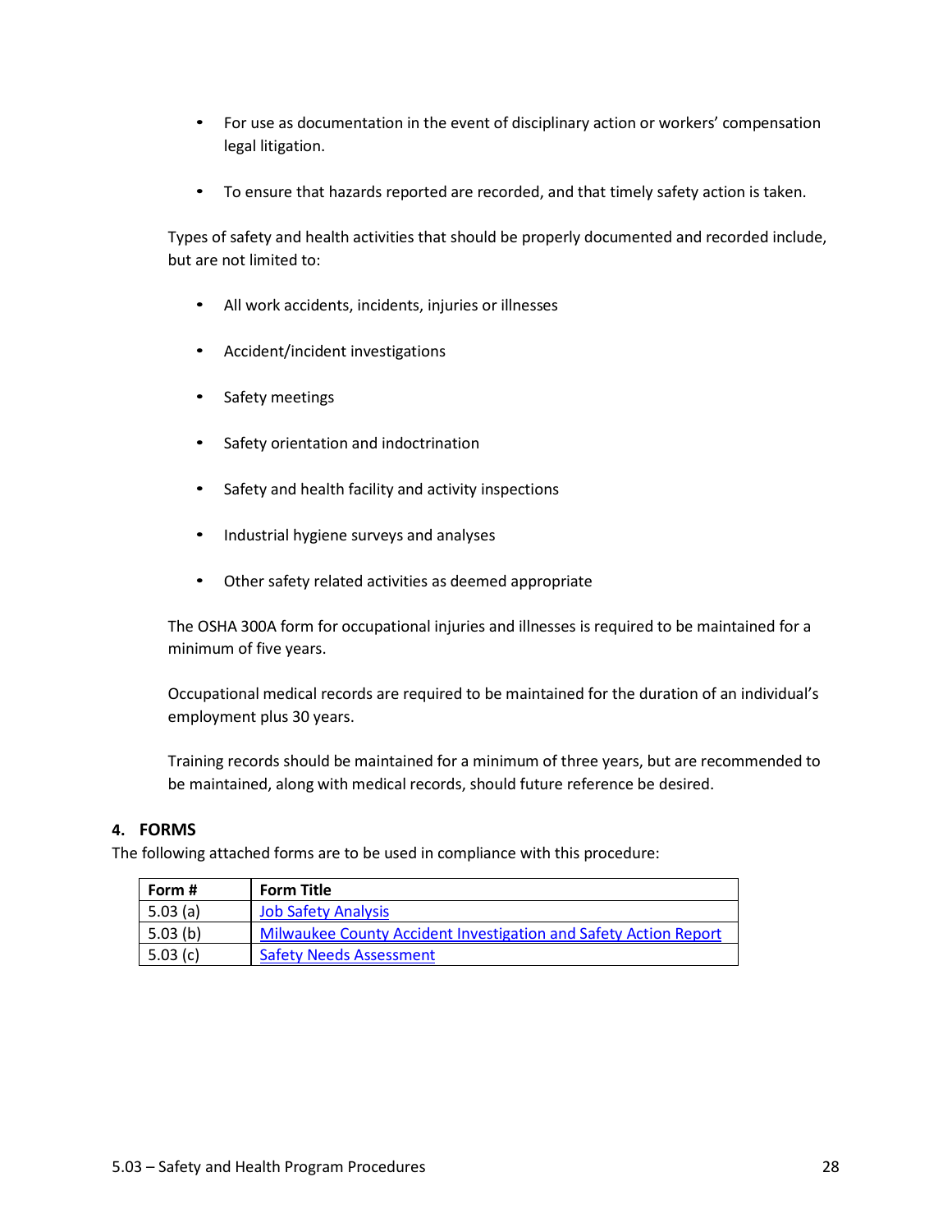- For use as documentation in the event of disciplinary action or workers' compensation legal litigation.
- To ensure that hazards reported are recorded, and that timely safety action is taken.

Types of safety and health activities that should be properly documented and recorded include, but are not limited to:

- All work accidents, incidents, injuries or illnesses
- Accident/incident investigations
- Safety meetings
- Safety orientation and indoctrination
- Safety and health facility and activity inspections
- Industrial hygiene surveys and analyses
- Other safety related activities as deemed appropriate

The OSHA 300A form for occupational injuries and illnesses is required to be maintained for a minimum of five years.

Occupational medical records are required to be maintained for the duration of an individual's employment plus 30 years.

Training records should be maintained for a minimum of three years, but are recommended to be maintained, along with medical records, should future reference be desired.

## 4. FORMS

The following attached forms are to be used in compliance with this procedure:

| Form # | Form Title |
|---|---|
| 5.03 (a) | Job Safety Analysis |
| 5.03 (b) | Milwaukee County Accident Investigation and Safety Action Report |
| 5.03 (c) | Safety Needs Assessment |